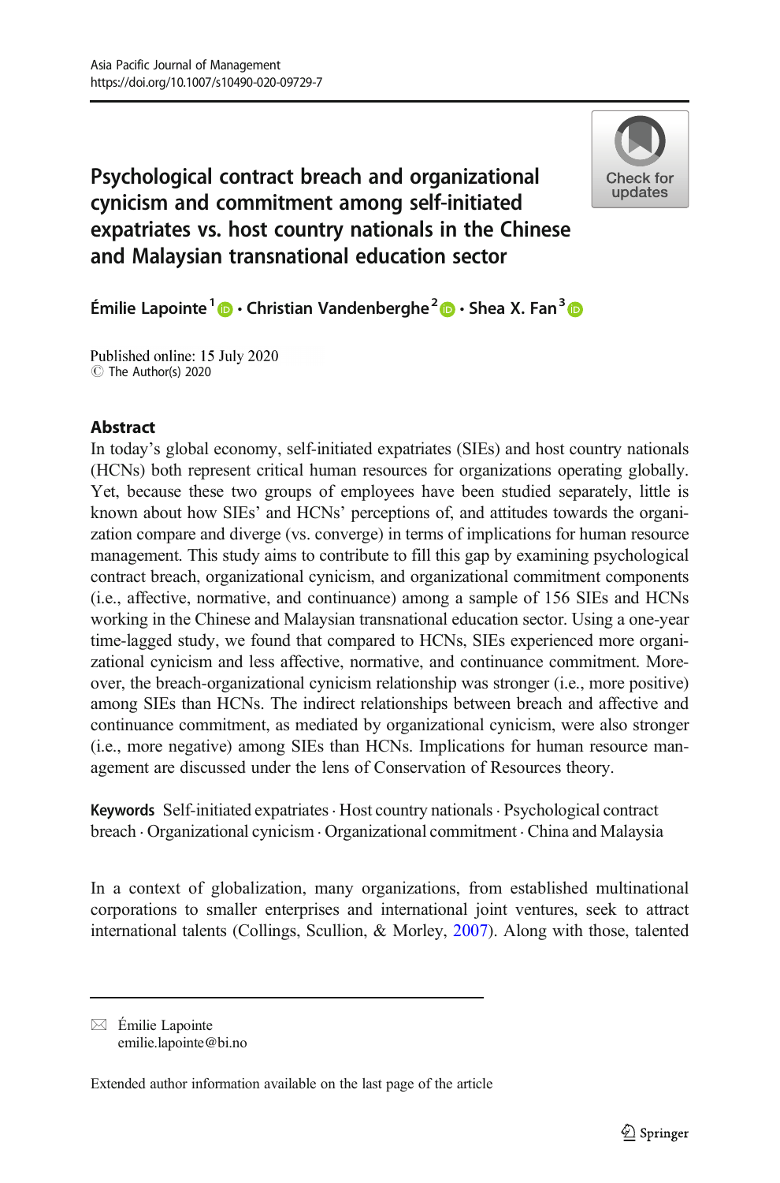# Psychological contract breach and organizational cynicism and commitment among self-initiated expatriates vs. host country nationals in the Chinese and Malaysian transnational education sector

Émilie Lapointe[1] · Christian Vandenberghe[2] · Shea X. Fan[3]

Published online: 15 July 2020
© The Author(s) 2020

## Abstract

In today's global economy, self-initiated expatriates (SIEs) and host country nationals (HCNs) both represent critical human resources for organizations operating globally. Yet, because these two groups of employees have been studied separately, little is known about how SIEs' and HCNs' perceptions of, and attitudes towards the organization compare and diverge (vs. converge) in terms of implications for human resource management. This study aims to contribute to fill this gap by examining psychological contract breach, organizational cynicism, and organizational commitment components (i.e., affective, normative, and continuance) among a sample of 156 SIEs and HCNs working in the Chinese and Malaysian transnational education sector. Using a one-year time-lagged study, we found that compared to HCNs, SIEs experienced more organizational cynicism and less affective, normative, and continuance commitment. Moreover, the breach-organizational cynicism relationship was stronger (i.e., more positive) among SIEs than HCNs. The indirect relationships between breach and affective and continuance commitment, as mediated by organizational cynicism, were also stronger (i.e., more negative) among SIEs than HCNs. Implications for human resource management are discussed under the lens of Conservation of Resources theory.

**Keywords** Self-initiated expatriates · Host country nationals · Psychological contract breach · Organizational cynicism · Organizational commitment · China and Malaysia

In a context of globalization, many organizations, from established multinational corporations to smaller enterprises and international joint ventures, seek to attract international talents (Collings, Scullion, & Morley, 2007). Along with those, talented

---

✉ Émilie Lapointe
emilie.lapointe@bi.no

Extended author information available on the last page of the article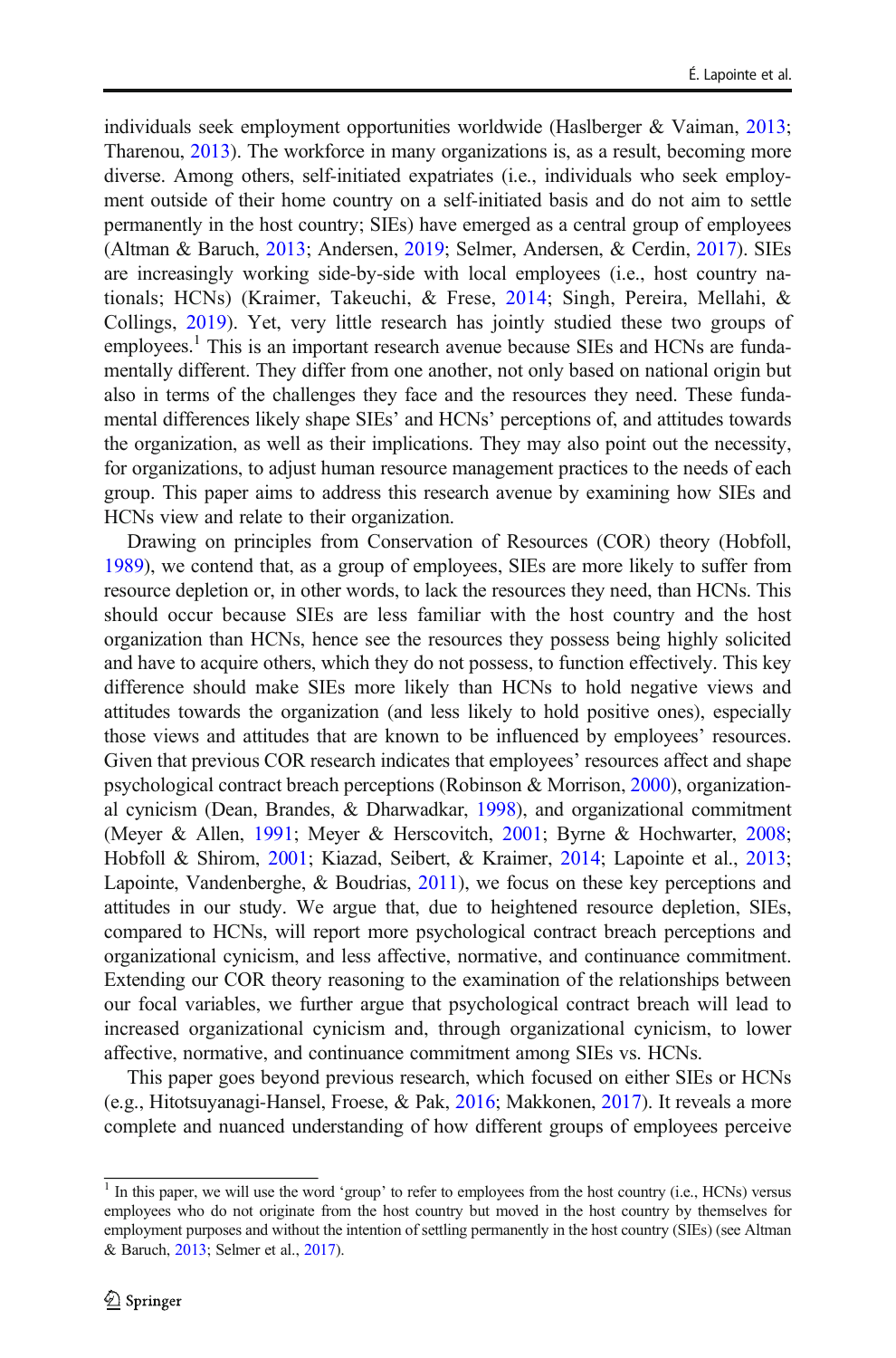individuals seek employment opportunities worldwide (Haslberger & Vaiman, 2013; Tharenou, 2013). The workforce in many organizations is, as a result, becoming more diverse. Among others, self-initiated expatriates (i.e., individuals who seek employment outside of their home country on a self-initiated basis and do not aim to settle permanently in the host country; SIEs) have emerged as a central group of employees (Altman & Baruch, 2013; Andersen, 2019; Selmer, Andersen, & Cerdin, 2017). SIEs are increasingly working side-by-side with local employees (i.e., host country nationals; HCNs) (Kraimer, Takeuchi, & Frese, 2014; Singh, Pereira, Mellahi, & Collings, 2019). Yet, very little research has jointly studied these two groups of employees.[1] This is an important research avenue because SIEs and HCNs are fundamentally different. They differ from one another, not only based on national origin but also in terms of the challenges they face and the resources they need. These fundamental differences likely shape SIEs' and HCNs' perceptions of, and attitudes towards the organization, as well as their implications. They may also point out the necessity, for organizations, to adjust human resource management practices to the needs of each group. This paper aims to address this research avenue by examining how SIEs and HCNs view and relate to their organization.

Drawing on principles from Conservation of Resources (COR) theory (Hobfoll, 1989), we contend that, as a group of employees, SIEs are more likely to suffer from resource depletion or, in other words, to lack the resources they need, than HCNs. This should occur because SIEs are less familiar with the host country and the host organization than HCNs, hence see the resources they possess being highly solicited and have to acquire others, which they do not possess, to function effectively. This key difference should make SIEs more likely than HCNs to hold negative views and attitudes towards the organization (and less likely to hold positive ones), especially those views and attitudes that are known to be influenced by employees' resources. Given that previous COR research indicates that employees' resources affect and shape psychological contract breach perceptions (Robinson & Morrison, 2000), organizational cynicism (Dean, Brandes, & Dharwadkar, 1998), and organizational commitment (Meyer & Allen, 1991; Meyer & Herscovitch, 2001; Byrne & Hochwarter, 2008; Hobfoll & Shirom, 2001; Kiazad, Seibert, & Kraimer, 2014; Lapointe et al., 2013; Lapointe, Vandenberghe, & Boudrias, 2011), we focus on these key perceptions and attitudes in our study. We argue that, due to heightened resource depletion, SIEs, compared to HCNs, will report more psychological contract breach perceptions and organizational cynicism, and less affective, normative, and continuance commitment. Extending our COR theory reasoning to the examination of the relationships between our focal variables, we further argue that psychological contract breach will lead to increased organizational cynicism and, through organizational cynicism, to lower affective, normative, and continuance commitment among SIEs vs. HCNs.

This paper goes beyond previous research, which focused on either SIEs or HCNs (e.g., Hitotsuyanagi-Hansel, Froese, & Pak, 2016; Makkonen, 2017). It reveals a more complete and nuanced understanding of how different groups of employees perceive

---

[1] In this paper, we will use the word 'group' to refer to employees from the host country (i.e., HCNs) versus employees who do not originate from the host country but moved in the host country by themselves for employment purposes and without the intention of settling permanently in the host country (SIEs) (see Altman & Baruch, 2013; Selmer et al., 2017).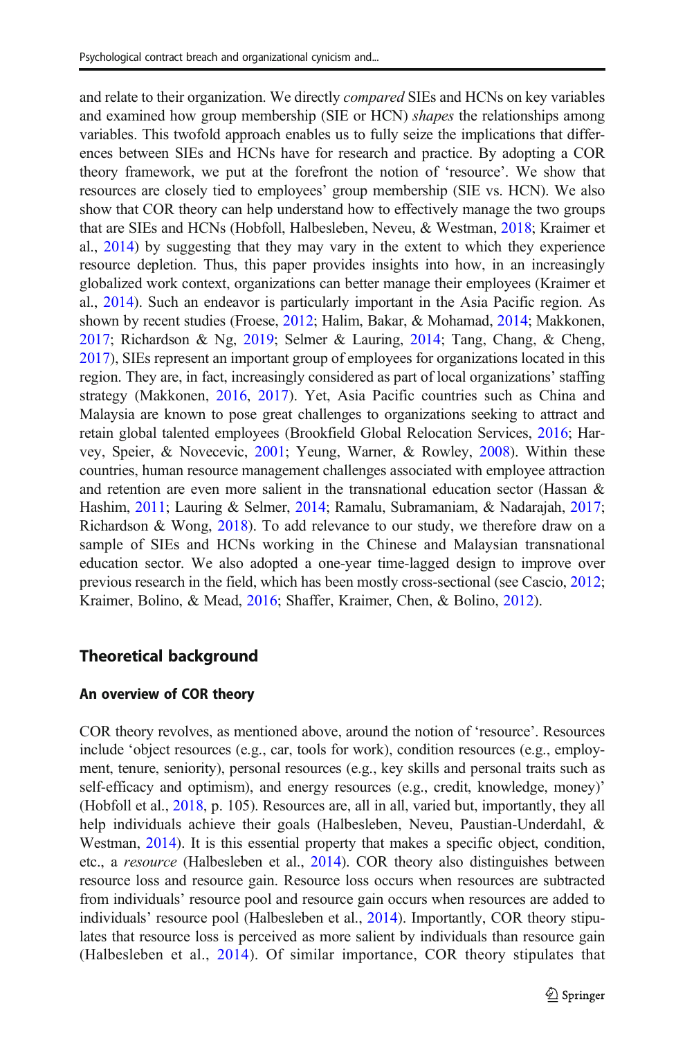and relate to their organization. We directly *compared* SIEs and HCNs on key variables and examined how group membership (SIE or HCN) *shapes* the relationships among variables. This twofold approach enables us to fully seize the implications that differences between SIEs and HCNs have for research and practice. By adopting a COR theory framework, we put at the forefront the notion of 'resource'. We show that resources are closely tied to employees' group membership (SIE vs. HCN). We also show that COR theory can help understand how to effectively manage the two groups that are SIEs and HCNs (Hobfoll, Halbesleben, Neveu, & Westman, 2018; Kraimer et al., 2014) by suggesting that they may vary in the extent to which they experience resource depletion. Thus, this paper provides insights into how, in an increasingly globalized work context, organizations can better manage their employees (Kraimer et al., 2014). Such an endeavor is particularly important in the Asia Pacific region. As shown by recent studies (Froese, 2012; Halim, Bakar, & Mohamad, 2014; Makkonen, 2017; Richardson & Ng, 2019; Selmer & Lauring, 2014; Tang, Chang, & Cheng, 2017), SIEs represent an important group of employees for organizations located in this region. They are, in fact, increasingly considered as part of local organizations' staffing strategy (Makkonen, 2016, 2017). Yet, Asia Pacific countries such as China and Malaysia are known to pose great challenges to organizations seeking to attract and retain global talented employees (Brookfield Global Relocation Services, 2016; Harvey, Speier, & Novecevic, 2001; Yeung, Warner, & Rowley, 2008). Within these countries, human resource management challenges associated with employee attraction and retention are even more salient in the transnational education sector (Hassan & Hashim, 2011; Lauring & Selmer, 2014; Ramalu, Subramaniam, & Nadarajah, 2017; Richardson & Wong, 2018). To add relevance to our study, we therefore draw on a sample of SIEs and HCNs working in the Chinese and Malaysian transnational education sector. We also adopted a one-year time-lagged design to improve over previous research in the field, which has been mostly cross-sectional (see Cascio, 2012; Kraimer, Bolino, & Mead, 2016; Shaffer, Kraimer, Chen, & Bolino, 2012).

## Theoretical background

### An overview of COR theory

COR theory revolves, as mentioned above, around the notion of 'resource'. Resources include 'object resources (e.g., car, tools for work), condition resources (e.g., employment, tenure, seniority), personal resources (e.g., key skills and personal traits such as self-efficacy and optimism), and energy resources (e.g., credit, knowledge, money)' (Hobfoll et al., 2018, p. 105). Resources are, all in all, varied but, importantly, they all help individuals achieve their goals (Halbesleben, Neveu, Paustian-Underdahl, & Westman, 2014). It is this essential property that makes a specific object, condition, etc., a *resource* (Halbesleben et al., 2014). COR theory also distinguishes between resource loss and resource gain. Resource loss occurs when resources are subtracted from individuals' resource pool and resource gain occurs when resources are added to individuals' resource pool (Halbesleben et al., 2014). Importantly, COR theory stipulates that resource loss is perceived as more salient by individuals than resource gain (Halbesleben et al., 2014). Of similar importance, COR theory stipulates that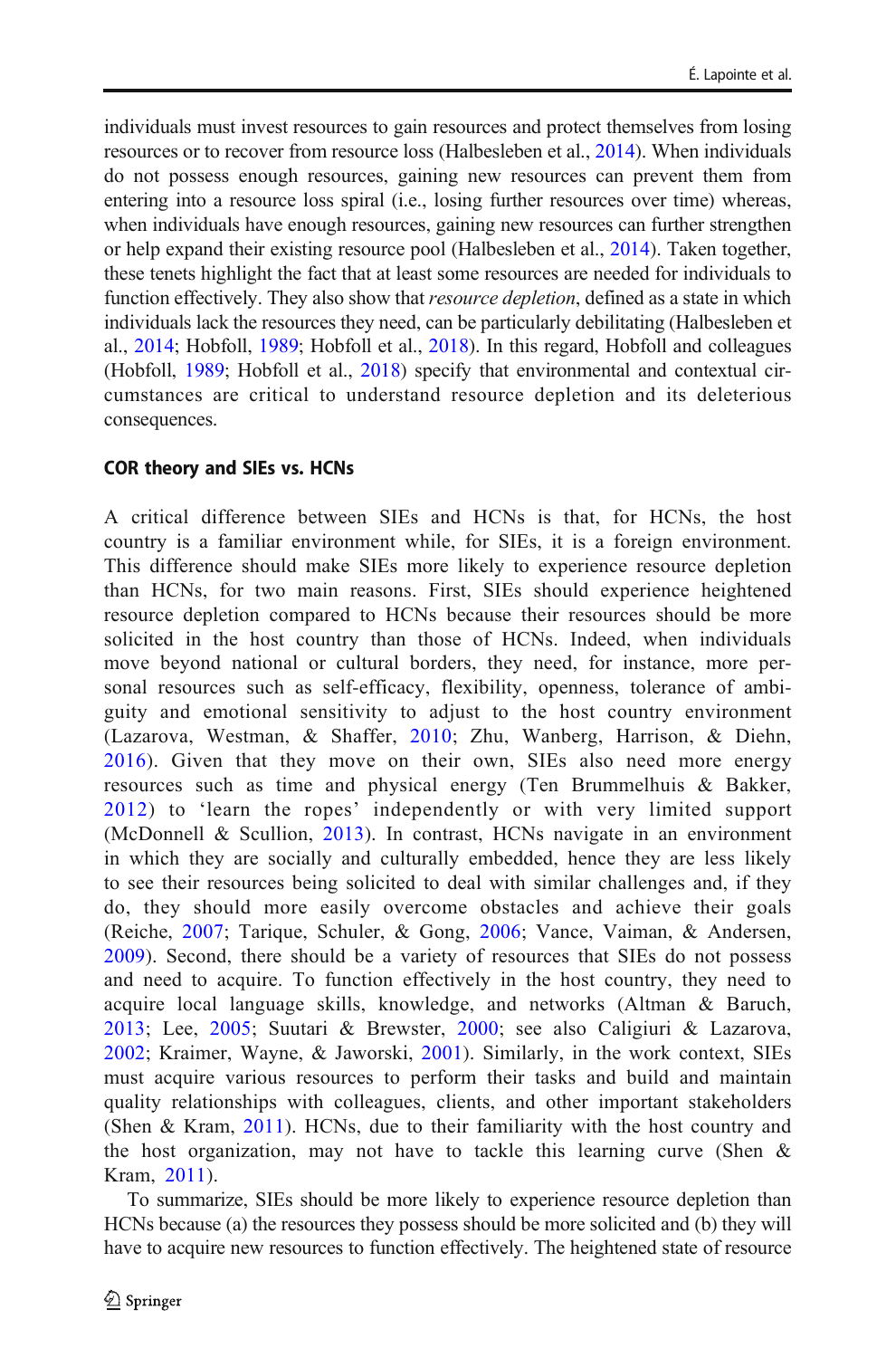individuals must invest resources to gain resources and protect themselves from losing resources or to recover from resource loss (Halbesleben et al., 2014). When individuals do not possess enough resources, gaining new resources can prevent them from entering into a resource loss spiral (i.e., losing further resources over time) whereas, when individuals have enough resources, gaining new resources can further strengthen or help expand their existing resource pool (Halbesleben et al., 2014). Taken together, these tenets highlight the fact that at least some resources are needed for individuals to function effectively. They also show that *resource depletion*, defined as a state in which individuals lack the resources they need, can be particularly debilitating (Halbesleben et al., 2014; Hobfoll, 1989; Hobfoll et al., 2018). In this regard, Hobfoll and colleagues (Hobfoll, 1989; Hobfoll et al., 2018) specify that environmental and contextual circumstances are critical to understand resource depletion and its deleterious consequences.

### COR theory and SIEs vs. HCNs

A critical difference between SIEs and HCNs is that, for HCNs, the host country is a familiar environment while, for SIEs, it is a foreign environment. This difference should make SIEs more likely to experience resource depletion than HCNs, for two main reasons. First, SIEs should experience heightened resource depletion compared to HCNs because their resources should be more solicited in the host country than those of HCNs. Indeed, when individuals move beyond national or cultural borders, they need, for instance, more personal resources such as self-efficacy, flexibility, openness, tolerance of ambiguity and emotional sensitivity to adjust to the host country environment (Lazarova, Westman, & Shaffer, 2010; Zhu, Wanberg, Harrison, & Diehn, 2016). Given that they move on their own, SIEs also need more energy resources such as time and physical energy (Ten Brummelhuis & Bakker, 2012) to 'learn the ropes' independently or with very limited support (McDonnell & Scullion, 2013). In contrast, HCNs navigate in an environment in which they are socially and culturally embedded, hence they are less likely to see their resources being solicited to deal with similar challenges and, if they do, they should more easily overcome obstacles and achieve their goals (Reiche, 2007; Tarique, Schuler, & Gong, 2006; Vance, Vaiman, & Andersen, 2009). Second, there should be a variety of resources that SIEs do not possess and need to acquire. To function effectively in the host country, they need to acquire local language skills, knowledge, and networks (Altman & Baruch, 2013; Lee, 2005; Suutari & Brewster, 2000; see also Caligiuri & Lazarova, 2002; Kraimer, Wayne, & Jaworski, 2001). Similarly, in the work context, SIEs must acquire various resources to perform their tasks and build and maintain quality relationships with colleagues, clients, and other important stakeholders (Shen & Kram, 2011). HCNs, due to their familiarity with the host country and the host organization, may not have to tackle this learning curve (Shen & Kram, 2011).

To summarize, SIEs should be more likely to experience resource depletion than HCNs because (a) the resources they possess should be more solicited and (b) they will have to acquire new resources to function effectively. The heightened state of resource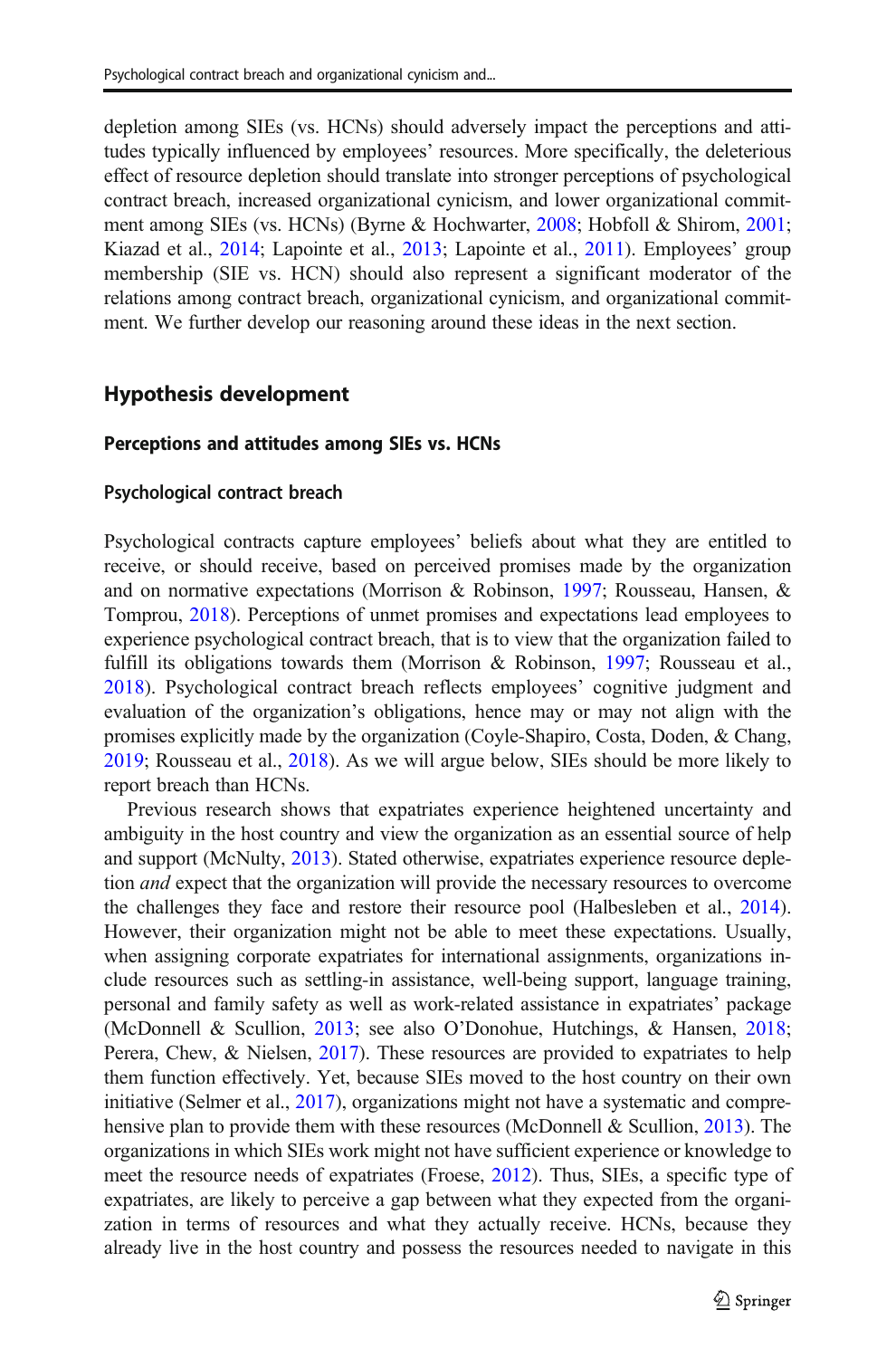depletion among SIEs (vs. HCNs) should adversely impact the perceptions and attitudes typically influenced by employees' resources. More specifically, the deleterious effect of resource depletion should translate into stronger perceptions of psychological contract breach, increased organizational cynicism, and lower organizational commitment among SIEs (vs. HCNs) (Byrne & Hochwarter, 2008; Hobfoll & Shirom, 2001; Kiazad et al., 2014; Lapointe et al., 2013; Lapointe et al., 2011). Employees' group membership (SIE vs. HCN) should also represent a significant moderator of the relations among contract breach, organizational cynicism, and organizational commitment. We further develop our reasoning around these ideas in the next section.

## Hypothesis development

### Perceptions and attitudes among SIEs vs. HCNs

#### Psychological contract breach

Psychological contracts capture employees' beliefs about what they are entitled to receive, or should receive, based on perceived promises made by the organization and on normative expectations (Morrison & Robinson, 1997; Rousseau, Hansen, & Tomprou, 2018). Perceptions of unmet promises and expectations lead employees to experience psychological contract breach, that is to view that the organization failed to fulfill its obligations towards them (Morrison & Robinson, 1997; Rousseau et al., 2018). Psychological contract breach reflects employees' cognitive judgment and evaluation of the organization's obligations, hence may or may not align with the promises explicitly made by the organization (Coyle-Shapiro, Costa, Doden, & Chang, 2019; Rousseau et al., 2018). As we will argue below, SIEs should be more likely to report breach than HCNs.

Previous research shows that expatriates experience heightened uncertainty and ambiguity in the host country and view the organization as an essential source of help and support (McNulty, 2013). Stated otherwise, expatriates experience resource depletion *and* expect that the organization will provide the necessary resources to overcome the challenges they face and restore their resource pool (Halbesleben et al., 2014). However, their organization might not be able to meet these expectations. Usually, when assigning corporate expatriates for international assignments, organizations include resources such as settling-in assistance, well-being support, language training, personal and family safety as well as work-related assistance in expatriates' package (McDonnell & Scullion, 2013; see also O'Donohue, Hutchings, & Hansen, 2018; Perera, Chew, & Nielsen, 2017). These resources are provided to expatriates to help them function effectively. Yet, because SIEs moved to the host country on their own initiative (Selmer et al., 2017), organizations might not have a systematic and comprehensive plan to provide them with these resources (McDonnell & Scullion, 2013). The organizations in which SIEs work might not have sufficient experience or knowledge to meet the resource needs of expatriates (Froese, 2012). Thus, SIEs, a specific type of expatriates, are likely to perceive a gap between what they expected from the organization in terms of resources and what they actually receive. HCNs, because they already live in the host country and possess the resources needed to navigate in this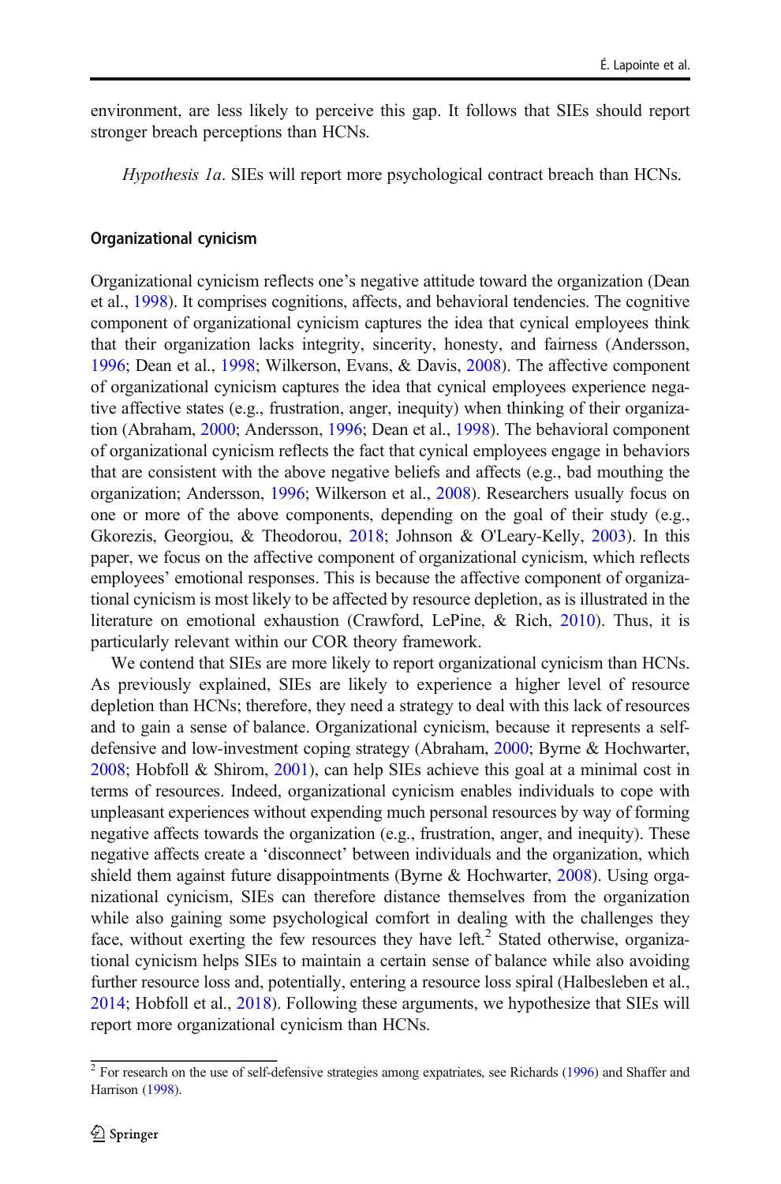environment, are less likely to perceive this gap. It follows that SIEs should report stronger breach perceptions than HCNs.

*Hypothesis 1a*. SIEs will report more psychological contract breach than HCNs.

### Organizational cynicism

Organizational cynicism reflects one's negative attitude toward the organization (Dean et al., 1998). It comprises cognitions, affects, and behavioral tendencies. The cognitive component of organizational cynicism captures the idea that cynical employees think that their organization lacks integrity, sincerity, honesty, and fairness (Andersson, 1996; Dean et al., 1998; Wilkerson, Evans, & Davis, 2008). The affective component of organizational cynicism captures the idea that cynical employees experience negative affective states (e.g., frustration, anger, inequity) when thinking of their organization (Abraham, 2000; Andersson, 1996; Dean et al., 1998). The behavioral component of organizational cynicism reflects the fact that cynical employees engage in behaviors that are consistent with the above negative beliefs and affects (e.g., bad mouthing the organization; Andersson, 1996; Wilkerson et al., 2008). Researchers usually focus on one or more of the above components, depending on the goal of their study (e.g., Gkorezis, Georgiou, & Theodorou, 2018; Johnson & O'Leary-Kelly, 2003). In this paper, we focus on the affective component of organizational cynicism, which reflects employees' emotional responses. This is because the affective component of organizational cynicism is most likely to be affected by resource depletion, as is illustrated in the literature on emotional exhaustion (Crawford, LePine, & Rich, 2010). Thus, it is particularly relevant within our COR theory framework.

We contend that SIEs are more likely to report organizational cynicism than HCNs. As previously explained, SIEs are likely to experience a higher level of resource depletion than HCNs; therefore, they need a strategy to deal with this lack of resources and to gain a sense of balance. Organizational cynicism, because it represents a self-defensive and low-investment coping strategy (Abraham, 2000; Byrne & Hochwarter, 2008; Hobfoll & Shirom, 2001), can help SIEs achieve this goal at a minimal cost in terms of resources. Indeed, organizational cynicism enables individuals to cope with unpleasant experiences without expending much personal resources by way of forming negative affects towards the organization (e.g., frustration, anger, and inequity). These negative affects create a 'disconnect' between individuals and the organization, which shield them against future disappointments (Byrne & Hochwarter, 2008). Using organizational cynicism, SIEs can therefore distance themselves from the organization while also gaining some psychological comfort in dealing with the challenges they face, without exerting the few resources they have left.[2] Stated otherwise, organizational cynicism helps SIEs to maintain a certain sense of balance while also avoiding further resource loss and, potentially, entering a resource loss spiral (Halbesleben et al., 2014; Hobfoll et al., 2018). Following these arguments, we hypothesize that SIEs will report more organizational cynicism than HCNs.

[2] For research on the use of self-defensive strategies among expatriates, see Richards (1996) and Shaffer and Harrison (1998).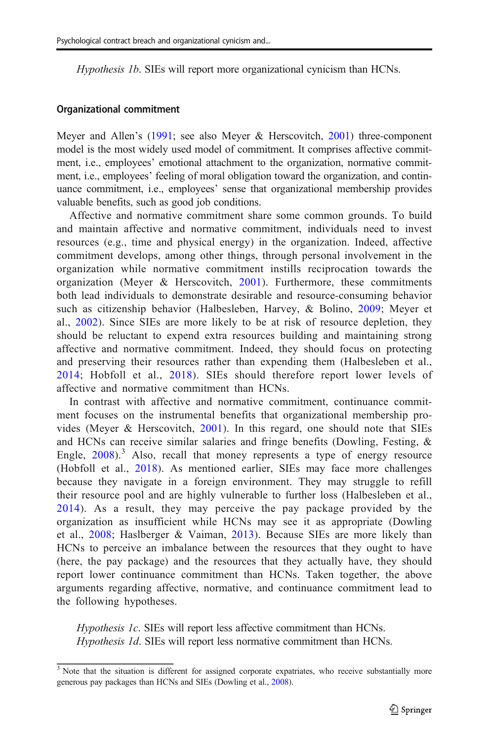*Hypothesis 1b*. SIEs will report more organizational cynicism than HCNs.

### Organizational commitment

Meyer and Allen's (1991; see also Meyer & Herscovitch, 2001) three-component model is the most widely used model of commitment. It comprises affective commitment, i.e., employees' emotional attachment to the organization, normative commitment, i.e., employees' feeling of moral obligation toward the organization, and continuance commitment, i.e., employees' sense that organizational membership provides valuable benefits, such as good job conditions.

Affective and normative commitment share some common grounds. To build and maintain affective and normative commitment, individuals need to invest resources (e.g., time and physical energy) in the organization. Indeed, affective commitment develops, among other things, through personal involvement in the organization while normative commitment instills reciprocation towards the organization (Meyer & Herscovitch, 2001). Furthermore, these commitments both lead individuals to demonstrate desirable and resource-consuming behavior such as citizenship behavior (Halbesleben, Harvey, & Bolino, 2009; Meyer et al., 2002). Since SIEs are more likely to be at risk of resource depletion, they should be reluctant to expend extra resources building and maintaining strong affective and normative commitment. Indeed, they should focus on protecting and preserving their resources rather than expending them (Halbesleben et al., 2014; Hobfoll et al., 2018). SIEs should therefore report lower levels of affective and normative commitment than HCNs.

In contrast with affective and normative commitment, continuance commitment focuses on the instrumental benefits that organizational membership provides (Meyer & Herscovitch, 2001). In this regard, one should note that SIEs and HCNs can receive similar salaries and fringe benefits (Dowling, Festing, & Engle, 2008).[3] Also, recall that money represents a type of energy resource (Hobfoll et al., 2018). As mentioned earlier, SIEs may face more challenges because they navigate in a foreign environment. They may struggle to refill their resource pool and are highly vulnerable to further loss (Halbesleben et al., 2014). As a result, they may perceive the pay package provided by the organization as insufficient while HCNs may see it as appropriate (Dowling et al., 2008; Haslberger & Vaiman, 2013). Because SIEs are more likely than HCNs to perceive an imbalance between the resources that they ought to have (here, the pay package) and the resources that they actually have, they should report lower continuance commitment than HCNs. Taken together, the above arguments regarding affective, normative, and continuance commitment lead to the following hypotheses.

*Hypothesis 1c*. SIEs will report less affective commitment than HCNs.
*Hypothesis 1d*. SIEs will report less normative commitment than HCNs.

---

[3] Note that the situation is different for assigned corporate expatriates, who receive substantially more generous pay packages than HCNs and SIEs (Dowling et al., 2008).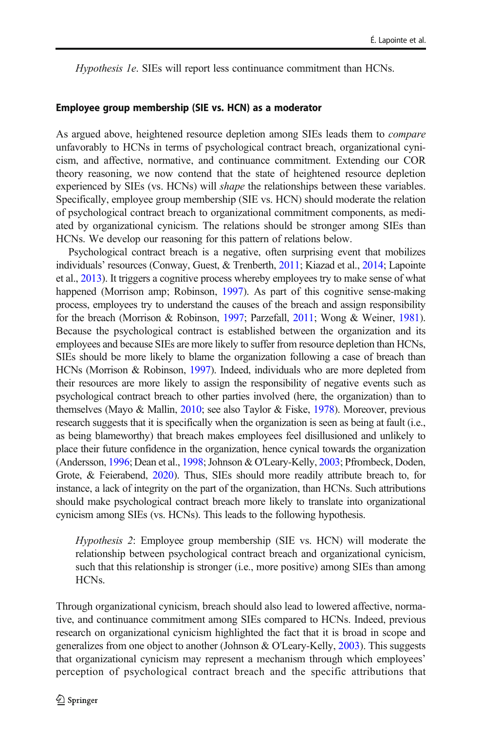*Hypothesis 1e*. SIEs will report less continuance commitment than HCNs.

## Employee group membership (SIE vs. HCN) as a moderator

As argued above, heightened resource depletion among SIEs leads them to *compare* unfavorably to HCNs in terms of psychological contract breach, organizational cynicism, and affective, normative, and continuance commitment. Extending our COR theory reasoning, we now contend that the state of heightened resource depletion experienced by SIEs (vs. HCNs) will *shape* the relationships between these variables. Specifically, employee group membership (SIE vs. HCN) should moderate the relation of psychological contract breach to organizational commitment components, as mediated by organizational cynicism. The relations should be stronger among SIEs than HCNs. We develop our reasoning for this pattern of relations below.

Psychological contract breach is a negative, often surprising event that mobilizes individuals' resources (Conway, Guest, & Trenberth, 2011; Kiazad et al., 2014; Lapointe et al., 2013). It triggers a cognitive process whereby employees try to make sense of what happened (Morrison amp; Robinson, 1997). As part of this cognitive sense-making process, employees try to understand the causes of the breach and assign responsibility for the breach (Morrison & Robinson, 1997; Parzefall, 2011; Wong & Weiner, 1981). Because the psychological contract is established between the organization and its employees and because SIEs are more likely to suffer from resource depletion than HCNs, SIEs should be more likely to blame the organization following a case of breach than HCNs (Morrison & Robinson, 1997). Indeed, individuals who are more depleted from their resources are more likely to assign the responsibility of negative events such as psychological contract breach to other parties involved (here, the organization) than to themselves (Mayo & Mallin, 2010; see also Taylor & Fiske, 1978). Moreover, previous research suggests that it is specifically when the organization is seen as being at fault (i.e., as being blameworthy) that breach makes employees feel disillusioned and unlikely to place their future confidence in the organization, hence cynical towards the organization (Andersson, 1996; Dean et al., 1998; Johnson & O'Leary-Kelly, 2003; Pfrombeck, Doden, Grote, & Feierabend, 2020). Thus, SIEs should more readily attribute breach to, for instance, a lack of integrity on the part of the organization, than HCNs. Such attributions should make psychological contract breach more likely to translate into organizational cynicism among SIEs (vs. HCNs). This leads to the following hypothesis.

> *Hypothesis 2*: Employee group membership (SIE vs. HCN) will moderate the relationship between psychological contract breach and organizational cynicism, such that this relationship is stronger (i.e., more positive) among SIEs than among HCNs.

Through organizational cynicism, breach should also lead to lowered affective, normative, and continuance commitment among SIEs compared to HCNs. Indeed, previous research on organizational cynicism highlighted the fact that it is broad in scope and generalizes from one object to another (Johnson & O'Leary-Kelly, 2003). This suggests that organizational cynicism may represent a mechanism through which employees' perception of psychological contract breach and the specific attributions that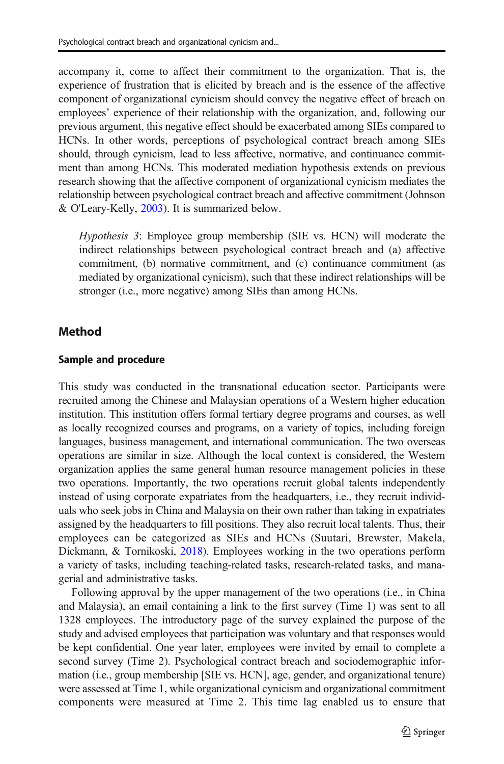accompany it, come to affect their commitment to the organization. That is, the experience of frustration that is elicited by breach and is the essence of the affective component of organizational cynicism should convey the negative effect of breach on employees' experience of their relationship with the organization, and, following our previous argument, this negative effect should be exacerbated among SIEs compared to HCNs. In other words, perceptions of psychological contract breach among SIEs should, through cynicism, lead to less affective, normative, and continuance commitment than among HCNs. This moderated mediation hypothesis extends on previous research showing that the affective component of organizational cynicism mediates the relationship between psychological contract breach and affective commitment (Johnson & O'Leary-Kelly, 2003). It is summarized below.

> *Hypothesis 3*: Employee group membership (SIE vs. HCN) will moderate the indirect relationships between psychological contract breach and (a) affective commitment, (b) normative commitment, and (c) continuance commitment (as mediated by organizational cynicism), such that these indirect relationships will be stronger (i.e., more negative) among SIEs than among HCNs.

## Method

### Sample and procedure

This study was conducted in the transnational education sector. Participants were recruited among the Chinese and Malaysian operations of a Western higher education institution. This institution offers formal tertiary degree programs and courses, as well as locally recognized courses and programs, on a variety of topics, including foreign languages, business management, and international communication. The two overseas operations are similar in size. Although the local context is considered, the Western organization applies the same general human resource management policies in these two operations. Importantly, the two operations recruit global talents independently instead of using corporate expatriates from the headquarters, i.e., they recruit individuals who seek jobs in China and Malaysia on their own rather than taking in expatriates assigned by the headquarters to fill positions. They also recruit local talents. Thus, their employees can be categorized as SIEs and HCNs (Suutari, Brewster, Makela, Dickmann, & Tornikoski, 2018). Employees working in the two operations perform a variety of tasks, including teaching-related tasks, research-related tasks, and managerial and administrative tasks.

Following approval by the upper management of the two operations (i.e., in China and Malaysia), an email containing a link to the first survey (Time 1) was sent to all 1328 employees. The introductory page of the survey explained the purpose of the study and advised employees that participation was voluntary and that responses would be kept confidential. One year later, employees were invited by email to complete a second survey (Time 2). Psychological contract breach and sociodemographic information (i.e., group membership [SIE vs. HCN], age, gender, and organizational tenure) were assessed at Time 1, while organizational cynicism and organizational commitment components were measured at Time 2. This time lag enabled us to ensure that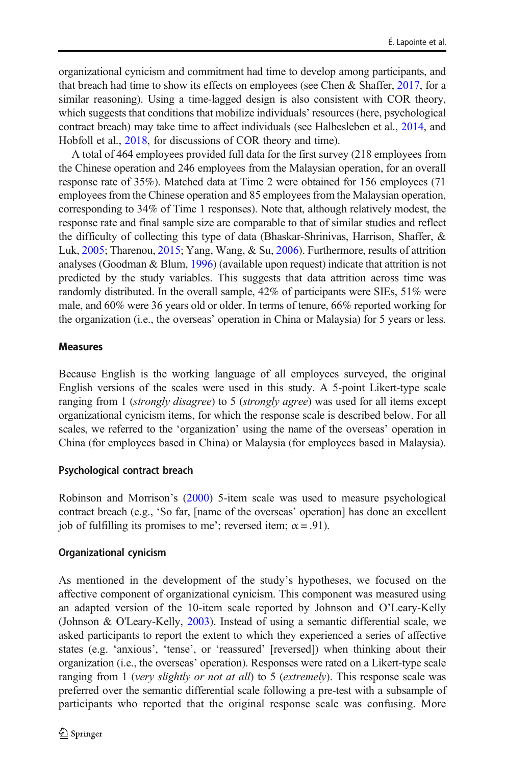organizational cynicism and commitment had time to develop among participants, and that breach had time to show its effects on employees (see Chen & Shaffer, 2017, for a similar reasoning). Using a time-lagged design is also consistent with COR theory, which suggests that conditions that mobilize individuals' resources (here, psychological contract breach) may take time to affect individuals (see Halbesleben et al., 2014, and Hobfoll et al., 2018, for discussions of COR theory and time).

A total of 464 employees provided full data for the first survey (218 employees from the Chinese operation and 246 employees from the Malaysian operation, for an overall response rate of 35%). Matched data at Time 2 were obtained for 156 employees (71 employees from the Chinese operation and 85 employees from the Malaysian operation, corresponding to 34% of Time 1 responses). Note that, although relatively modest, the response rate and final sample size are comparable to that of similar studies and reflect the difficulty of collecting this type of data (Bhaskar-Shrinivas, Harrison, Shaffer, & Luk, 2005; Tharenou, 2015; Yang, Wang, & Su, 2006). Furthermore, results of attrition analyses (Goodman & Blum, 1996) (available upon request) indicate that attrition is not predicted by the study variables. This suggests that data attrition across time was randomly distributed. In the overall sample, 42% of participants were SIEs, 51% were male, and 60% were 36 years old or older. In terms of tenure, 66% reported working for the organization (i.e., the overseas' operation in China or Malaysia) for 5 years or less.

### Measures

Because English is the working language of all employees surveyed, the original English versions of the scales were used in this study. A 5-point Likert-type scale ranging from 1 (*strongly disagree*) to 5 (*strongly agree*) was used for all items except organizational cynicism items, for which the response scale is described below. For all scales, we referred to the 'organization' using the name of the overseas' operation in China (for employees based in China) or Malaysia (for employees based in Malaysia).

#### Psychological contract breach

Robinson and Morrison's (2000) 5-item scale was used to measure psychological contract breach (e.g., 'So far, [name of the overseas' operation] has done an excellent job of fulfilling its promises to me'; reversed item; $\alpha = .91$).

#### Organizational cynicism

As mentioned in the development of the study's hypotheses, we focused on the affective component of organizational cynicism. This component was measured using an adapted version of the 10-item scale reported by Johnson and O'Leary-Kelly (Johnson & O'Leary-Kelly, 2003). Instead of using a semantic differential scale, we asked participants to report the extent to which they experienced a series of affective states (e.g. 'anxious', 'tense', or 'reassured' [reversed]) when thinking about their organization (i.e., the overseas' operation). Responses were rated on a Likert-type scale ranging from 1 (*very slightly or not at all*) to 5 (*extremely*). This response scale was preferred over the semantic differential scale following a pre-test with a subsample of participants who reported that the original response scale was confusing. More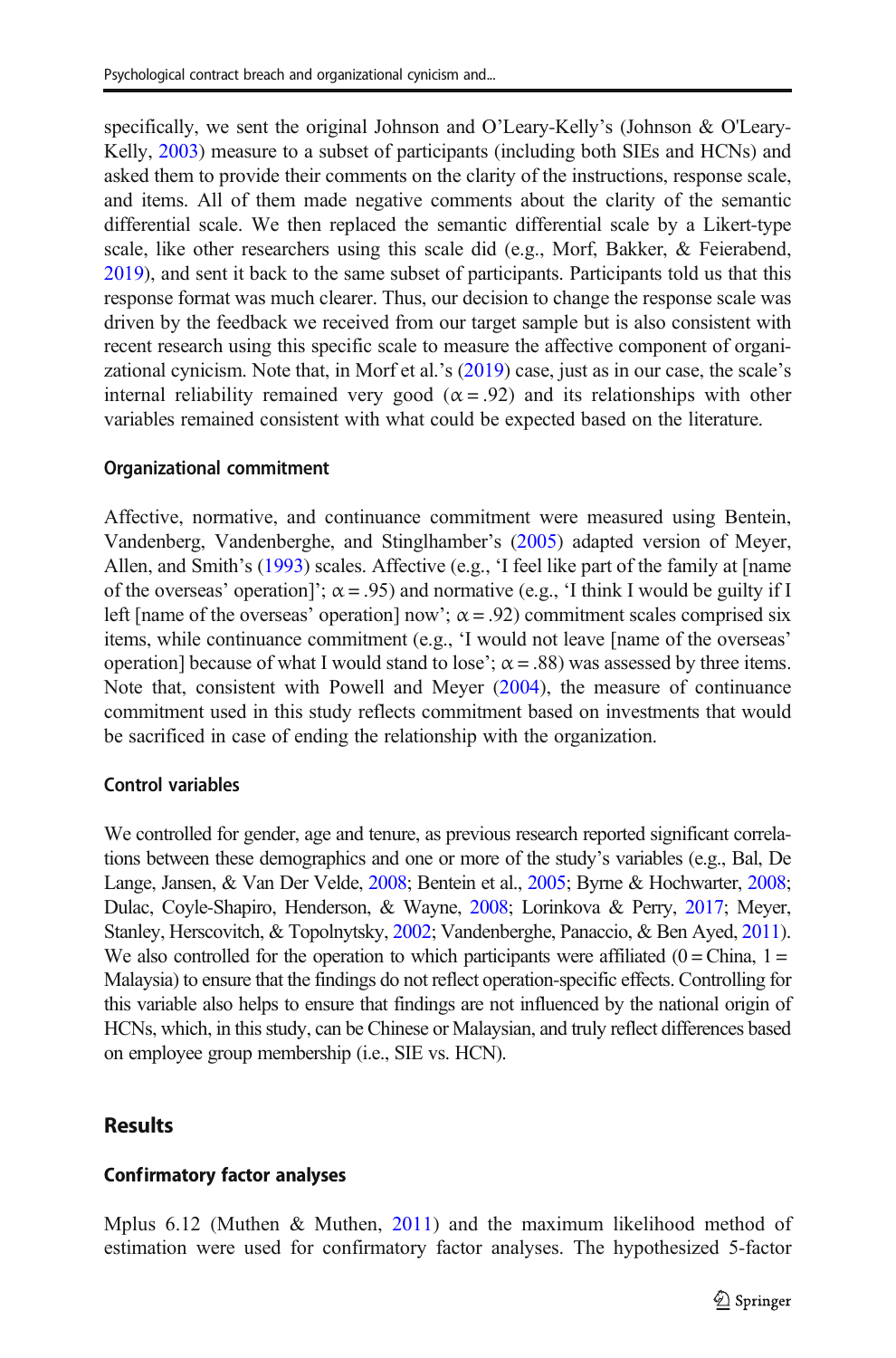specifically, we sent the original Johnson and O'Leary-Kelly's (Johnson & O'Leary-Kelly, 2003) measure to a subset of participants (including both SIEs and HCNs) and asked them to provide their comments on the clarity of the instructions, response scale, and items. All of them made negative comments about the clarity of the semantic differential scale. We then replaced the semantic differential scale by a Likert-type scale, like other researchers using this scale did (e.g., Morf, Bakker, & Feierabend, 2019), and sent it back to the same subset of participants. Participants told us that this response format was much clearer. Thus, our decision to change the response scale was driven by the feedback we received from our target sample but is also consistent with recent research using this specific scale to measure the affective component of organizational cynicism. Note that, in Morf et al.'s (2019) case, just as in our case, the scale's internal reliability remained very good ($\alpha = .92$) and its relationships with other variables remained consistent with what could be expected based on the literature.

### Organizational commitment

Affective, normative, and continuance commitment were measured using Bentein, Vandenberg, Vandenberghe, and Stinglhamber's (2005) adapted version of Meyer, Allen, and Smith's (1993) scales. Affective (e.g., 'I feel like part of the family at [name of the overseas' operation]'; $\alpha = .95$) and normative (e.g., 'I think I would be guilty if I left [name of the overseas' operation] now'; $\alpha = .92$) commitment scales comprised six items, while continuance commitment (e.g., 'I would not leave [name of the overseas' operation] because of what I would stand to lose'; $\alpha = .88$) was assessed by three items. Note that, consistent with Powell and Meyer (2004), the measure of continuance commitment used in this study reflects commitment based on investments that would be sacrificed in case of ending the relationship with the organization.

### Control variables

We controlled for gender, age and tenure, as previous research reported significant correlations between these demographics and one or more of the study's variables (e.g., Bal, De Lange, Jansen, & Van Der Velde, 2008; Bentein et al., 2005; Byrne & Hochwarter, 2008; Dulac, Coyle-Shapiro, Henderson, & Wayne, 2008; Lorinkova & Perry, 2017; Meyer, Stanley, Herscovitch, & Topolnytsky, 2002; Vandenberghe, Panaccio, & Ben Ayed, 2011). We also controlled for the operation to which participants were affiliated (0 = China, 1 = Malaysia) to ensure that the findings do not reflect operation-specific effects. Controlling for this variable also helps to ensure that findings are not influenced by the national origin of HCNs, which, in this study, can be Chinese or Malaysian, and truly reflect differences based on employee group membership (i.e., SIE vs. HCN).

## Results

### Confirmatory factor analyses

Mplus 6.12 (Muthen & Muthen, 2011) and the maximum likelihood method of estimation were used for confirmatory factor analyses. The hypothesized 5-factor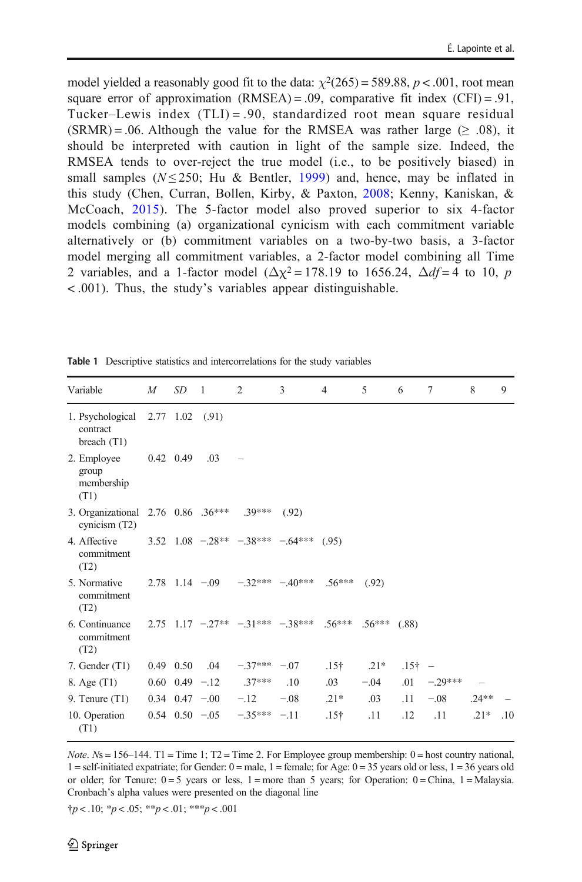model yielded a reasonably good fit to the data: $\chi^2(265) = 589.88$, $p < .001$, root mean square error of approximation (RMSEA) = .09, comparative fit index (CFI) = .91, Tucker–Lewis index (TLI) = .90, standardized root mean square residual (SRMR) = .06. Although the value for the RMSEA was rather large (≥ .08), it should be interpreted with caution in light of the sample size. Indeed, the RMSEA tends to over-reject the true model (i.e., to be positively biased) in small samples ($N \leq 250$; Hu & Bentler, 1999) and, hence, may be inflated in this study (Chen, Curran, Bollen, Kirby, & Paxton, 2008; Kenny, Kaniskan, & McCoach, 2015). The 5-factor model also proved superior to six 4-factor models combining (a) organizational cynicism with each commitment variable alternatively or (b) commitment variables on a two-by-two basis, a 3-factor model merging all commitment variables, a 2-factor model combining all Time 2 variables, and a 1-factor model ($\Delta\chi^2 = 178.19$ to 1656.24, $\Delta df = 4$ to 10, $p < .001$). Thus, the study's variables appear distinguishable.

**Table 1** Descriptive statistics and intercorrelations for the study variables

| Variable | *M* | *SD* | 1 | 2 | 3 | 4 | 5 | 6 | 7 | 8 | 9 |
|---|---|---|---|---|---|---|---|---|---|---|---|
| 1. Psychological contract breach (T1) | 2.77 | 1.02 | (.91) | | | | | | | | |
| 2. Employee group membership (T1) | 0.42 | 0.49 | .03 | – | | | | | | | |
| 3. Organizational cynicism (T2) | 2.76 | 0.86 | .36*** | .39*** | (.92) | | | | | | |
| 4. Affective commitment (T2) | 3.52 | 1.08 | −.28** | −.38*** | −.64*** | (.95) | | | | | |
| 5. Normative commitment (T2) | 2.78 | 1.14 | −.09 | −.32*** | −.40*** | .56*** | (.92) | | | | |
| 6. Continuance commitment (T2) | 2.75 | 1.17 | −.27** | −.31*** | −.38*** | .56*** | .56*** | (.88) | | | |
| 7. Gender (T1) | 0.49 | 0.50 | .04 | −.37*** | −.07 | .15† | .21* | .15† | – | | |
| 8. Age (T1) | 0.60 | 0.49 | −.12 | .37*** | .10 | .03 | −.04 | .01 | −.29*** | – | |
| 9. Tenure (T1) | 0.34 | 0.47 | −.00 | −.12 | −.08 | .21* | .03 | .11 | −.08 | .24** | – |
| 10. Operation (T1) | 0.54 | 0.50 | −.05 | −.35*** | −.11 | .15† | .11 | .12 | .11 | .21* | .10 |

*Note*. *N*s = 156–144. T1 = Time 1; T2 = Time 2. For Employee group membership: 0 = host country national, 1 = self-initiated expatriate; for Gender: 0 = male, 1 = female; for Age: 0 = 35 years old or less, 1 = 36 years old or older; for Tenure: 0 = 5 years or less, 1 = more than 5 years; for Operation: 0 = China, 1 = Malaysia. Cronbach's alpha values were presented on the diagonal line

†$p < .10$; *$p < .05$; **$p < .01$; ***$p < .001$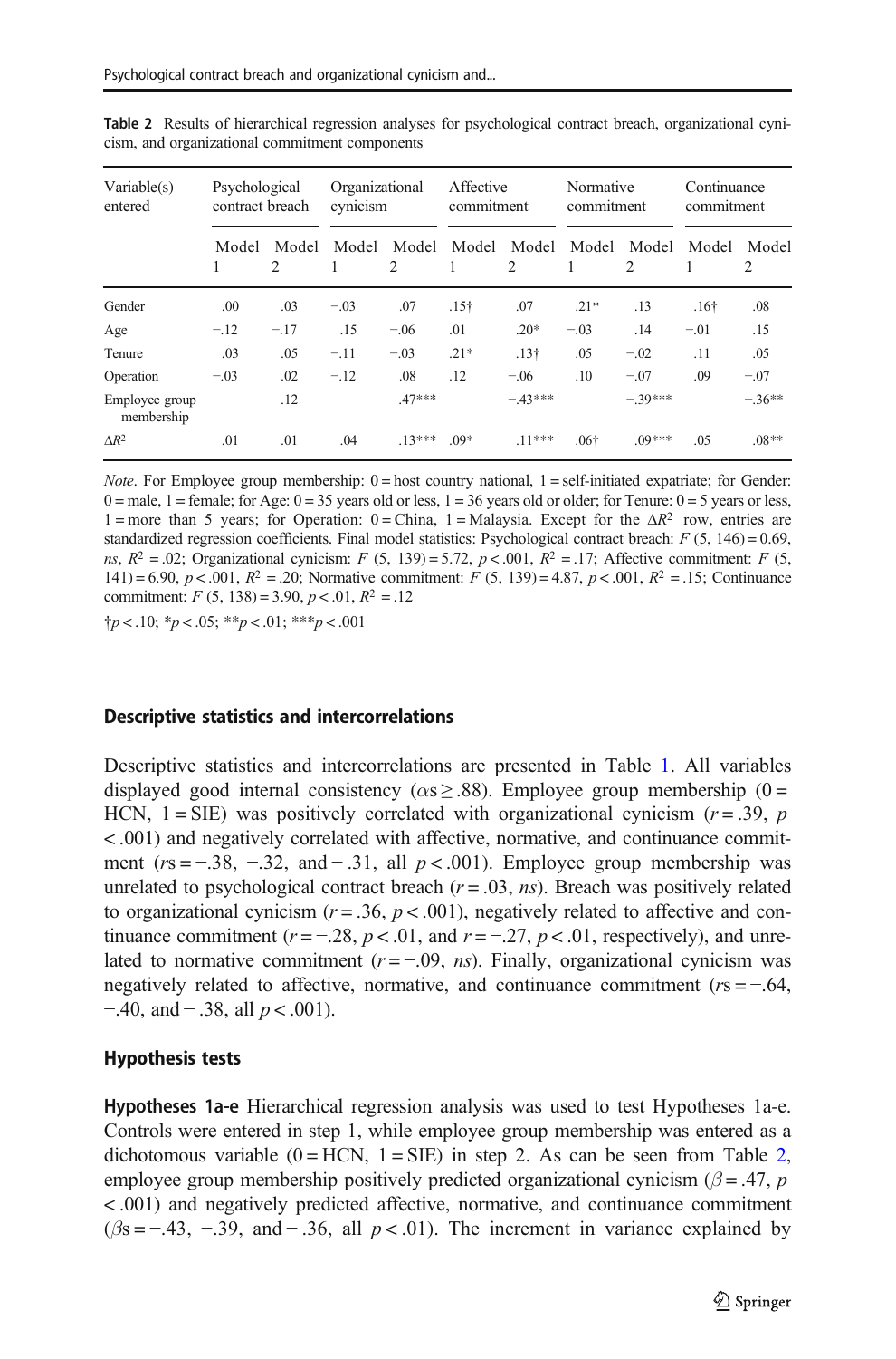**Table 2** Results of hierarchical regression analyses for psychological contract breach, organizational cynicism, and organizational commitment components

| Variable(s) entered | Psychological contract breach | | Organizational cynicism | | Affective commitment | | Normative commitment | | Continuance commitment | |
|---|---|---|---|---|---|---|---|---|---|---|
| | Model 1 | Model 2 | Model 1 | Model 2 | Model 1 | Model 2 | Model 1 | Model 2 | Model 1 | Model 2 |
| Gender | .00 | .03 | −.03 | .07 | .15† | .07 | .21* | .13 | .16† | .08 |
| Age | −.12 | −.17 | .15 | −.06 | .01 | .20* | −.03 | .14 | −.01 | .15 |
| Tenure | .03 | .05 | −.11 | −.03 | .21* | .13† | .05 | −.02 | .11 | .05 |
| Operation | −.03 | .02 | −.12 | .08 | .12 | −.06 | .10 | −.07 | .09 | −.07 |
| Employee group membership | | .12 | | .47*** | | −.43*** | | −.39*** | | −.36** |
| $\Delta R^2$ | .01 | .01 | .04 | .13*** | .09* | .11*** | .06† | .09*** | .05 | .08** |

*Note*. For Employee group membership: 0 = host country national, 1 = self-initiated expatriate; for Gender: 0 = male, 1 = female; for Age: 0 = 35 years old or less, 1 = 36 years old or older; for Tenure: 0 = 5 years or less, 1 = more than 5 years; for Operation: 0 = China, 1 = Malaysia. Except for the $\Delta R^2$ row, entries are standardized regression coefficients. Final model statistics: Psychological contract breach: $F$ (5, 146) = 0.69, *ns*, $R^2$ = .02; Organizational cynicism: $F$ (5, 139) = 5.72, $p < .001$, $R^2$ = .17; Affective commitment: $F$ (5, 141) = 6.90, $p < .001$, $R^2$ = .20; Normative commitment: $F$ (5, 139) = 4.87, $p < .001$, $R^2$ = .15; Continuance commitment: $F$ (5, 138) = 3.90, $p < .01$, $R^2$ = .12

†$p < .10$; *$p < .05$; **$p < .01$; ***$p < .001$

### Descriptive statistics and intercorrelations

Descriptive statistics and intercorrelations are presented in Table 1. All variables displayed good internal consistency ($\alpha$s ≥ .88). Employee group membership (0 = HCN, 1 = SIE) was positively correlated with organizational cynicism ($r$ = .39, $p < .001$) and negatively correlated with affective, normative, and continuance commitment ($r$s = −.38, −.32, and − .31, all $p < .001$). Employee group membership was unrelated to psychological contract breach ($r$ = .03, *ns*). Breach was positively related to organizational cynicism ($r$ = .36, $p < .001$), negatively related to affective and continuance commitment ($r$ = −.28, $p < .01$, and $r$ = −.27, $p < .01$, respectively), and unrelated to normative commitment ($r$ = −.09, *ns*). Finally, organizational cynicism was negatively related to affective, normative, and continuance commitment ($r$s = −.64, −.40, and − .38, all $p < .001$).

### Hypothesis tests

**Hypotheses 1a-e** Hierarchical regression analysis was used to test Hypotheses 1a-e. Controls were entered in step 1, while employee group membership was entered as a dichotomous variable (0 = HCN, 1 = SIE) in step 2. As can be seen from Table 2, employee group membership positively predicted organizational cynicism ($\beta$ = .47, $p < .001$) and negatively predicted affective, normative, and continuance commitment ($\beta$s = −.43, −.39, and − .36, all $p < .01$). The increment in variance explained by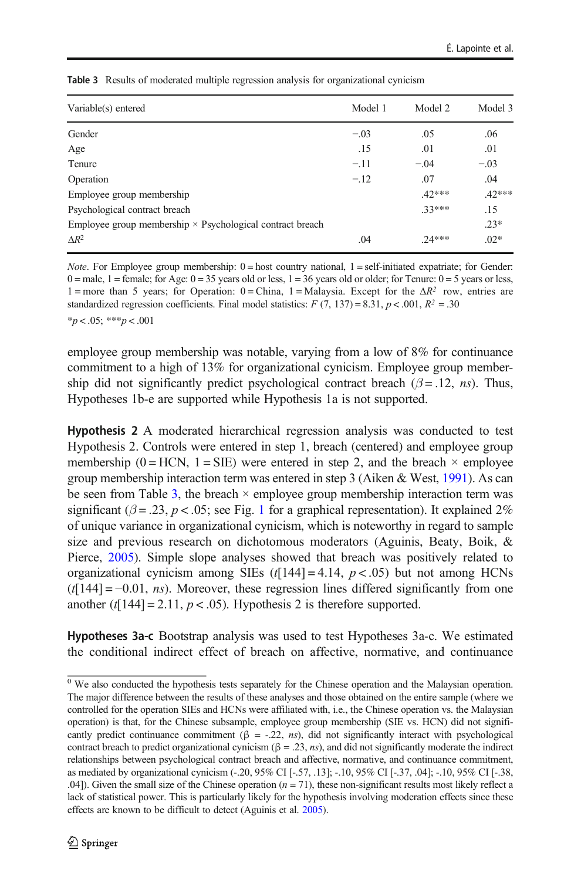**Table 3** Results of moderated multiple regression analysis for organizational cynicism

| Variable(s) entered | Model 1 | Model 2 | Model 3 |
|---|---|---|---|
| Gender | −.03 | .05 | .06 |
| Age | .15 | .01 | .01 |
| Tenure | −.11 | −.04 | −.03 |
| Operation | −.12 | .07 | .04 |
| Employee group membership | | .42*** | .42*** |
| Psychological contract breach | | .33*** | .15 |
| Employee group membership × Psychological contract breach | | | .23* |
| $\Delta R^2$ | .04 | .24*** | .02* |

*Note*. For Employee group membership: 0 = host country national, 1 = self-initiated expatriate; for Gender: 0 = male, 1 = female; for Age: 0 = 35 years old or less, 1 = 36 years old or older; for Tenure: 0 = 5 years or less, 1 = more than 5 years; for Operation: 0 = China, 1 = Malaysia. Except for the $\Delta R^2$ row, entries are standardized regression coefficients. Final model statistics: $F$ (7, 137) = 8.31, $p < .001$, $R^2 = .30$

*$p < .05$; ***$p < .001$

employee group membership was notable, varying from a low of 8% for continuance commitment to a high of 13% for organizational cynicism. Employee group membership did not significantly predict psychological contract breach ($\beta = .12$, *ns*). Thus, Hypotheses 1b-e are supported while Hypothesis 1a is not supported.

**Hypothesis 2** A moderated hierarchical regression analysis was conducted to test Hypothesis 2. Controls were entered in step 1, breach (centered) and employee group membership (0 = HCN, 1 = SIE) were entered in step 2, and the breach × employee group membership interaction term was entered in step 3 (Aiken & West, 1991). As can be seen from Table 3, the breach × employee group membership interaction term was significant ($\beta = .23$, $p < .05$; see Fig. 1 for a graphical representation). It explained 2% of unique variance in organizational cynicism, which is noteworthy in regard to sample size and previous research on dichotomous moderators (Aguinis, Beaty, Boik, & Pierce, 2005). Simple slope analyses showed that breach was positively related to organizational cynicism among SIEs ($t[144] = 4.14$, $p < .05$) but not among HCNs ($t[144] = -0.01$, *ns*). Moreover, these regression lines differed significantly from one another ($t[144] = 2.11$, $p < .05$). Hypothesis 2 is therefore supported.

**Hypotheses 3a-c** Bootstrap analysis was used to test Hypotheses 3a-c. We estimated the conditional indirect effect of breach on affective, normative, and continuance

---

[0] We also conducted the hypothesis tests separately for the Chinese operation and the Malaysian operation. The major difference between the results of these analyses and those obtained on the entire sample (where we controlled for the operation SIEs and HCNs were affiliated with, i.e., the Chinese operation vs. the Malaysian operation) is that, for the Chinese subsample, employee group membership (SIE vs. HCN) did not significantly predict continuance commitment ($\beta = -.22$, *ns*), did not significantly interact with psychological contract breach to predict organizational cynicism ($\beta = .23$, *ns*), and did not significantly moderate the indirect relationships between psychological contract breach and affective, normative, and continuance commitment, as mediated by organizational cynicism (-.20, 95% CI [-.57, .13]; -.10, 95% CI [-.37, .04]; -.10, 95% CI [-.38, .04]). Given the small size of the Chinese operation ($n = 71$), these non-significant results most likely reflect a lack of statistical power. This is particularly likely for the hypothesis involving moderation effects since these effects are known to be difficult to detect (Aguinis et al. 2005).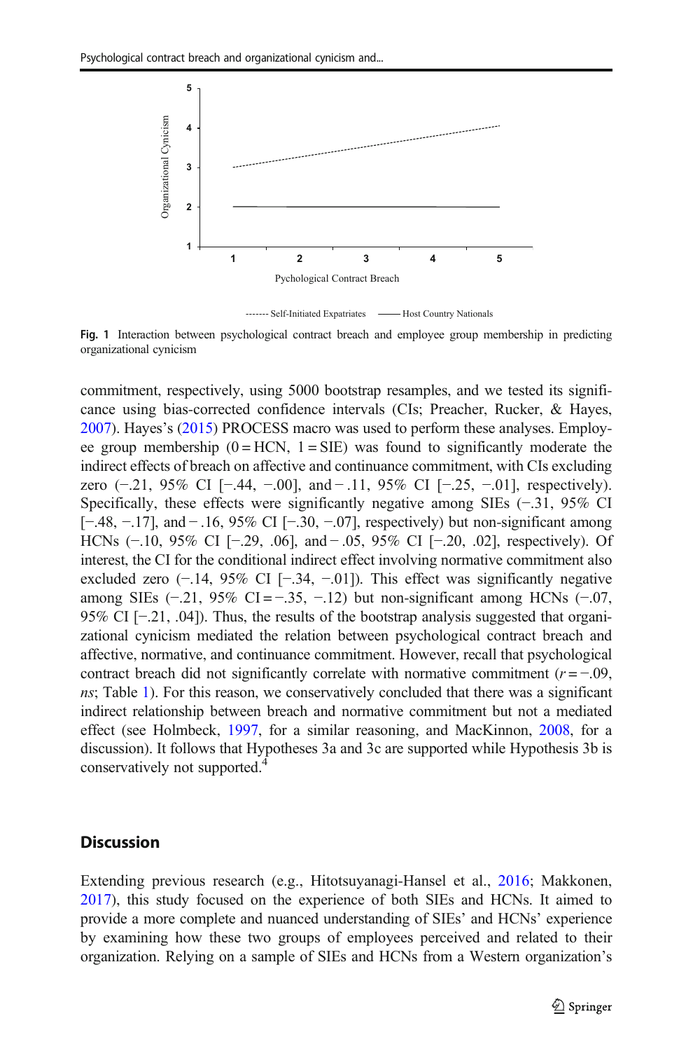Fig. 1 Interaction between psychological contract breach and employee group membership in predicting organizational cynicism

commitment, respectively, using 5000 bootstrap resamples, and we tested its significance using bias-corrected confidence intervals (CIs; Preacher, Rucker, & Hayes, 2007). Hayes's (2015) PROCESS macro was used to perform these analyses. Employee group membership (0 = HCN, 1 = SIE) was found to significantly moderate the indirect effects of breach on affective and continuance commitment, with CIs excluding zero (−.21, 95% CI [−.44, −.00], and − .11, 95% CI [−.25, −.01], respectively). Specifically, these effects were significantly negative among SIEs (−.31, 95% CI [−.48, −.17], and − .16, 95% CI [−.30, −.07], respectively) but non-significant among HCNs (−.10, 95% CI [−.29, .06], and − .05, 95% CI [−.20, .02], respectively). Of interest, the CI for the conditional indirect effect involving normative commitment also excluded zero (−.14, 95% CI [−.34, −.01]). This effect was significantly negative among SIEs (−.21, 95% CI = −.35, −.12) but non-significant among HCNs (−.07, 95% CI [−.21, .04]). Thus, the results of the bootstrap analysis suggested that organizational cynicism mediated the relation between psychological contract breach and affective, normative, and continuance commitment. However, recall that psychological contract breach did not significantly correlate with normative commitment ($r = -.09$, *ns*; Table 1). For this reason, we conservatively concluded that there was a significant indirect relationship between breach and normative commitment but not a mediated effect (see Holmbeck, 1997, for a similar reasoning, and MacKinnon, 2008, for a discussion). It follows that Hypotheses 3a and 3c are supported while Hypothesis 3b is conservatively not supported.[4]

## Discussion

Extending previous research (e.g., Hitotsuyanagi-Hansel et al., 2016; Makkonen, 2017), this study focused on the experience of both SIEs and HCNs. It aimed to provide a more complete and nuanced understanding of SIEs' and HCNs' experience by examining how these two groups of employees perceived and related to their organization. Relying on a sample of SIEs and HCNs from a Western organization's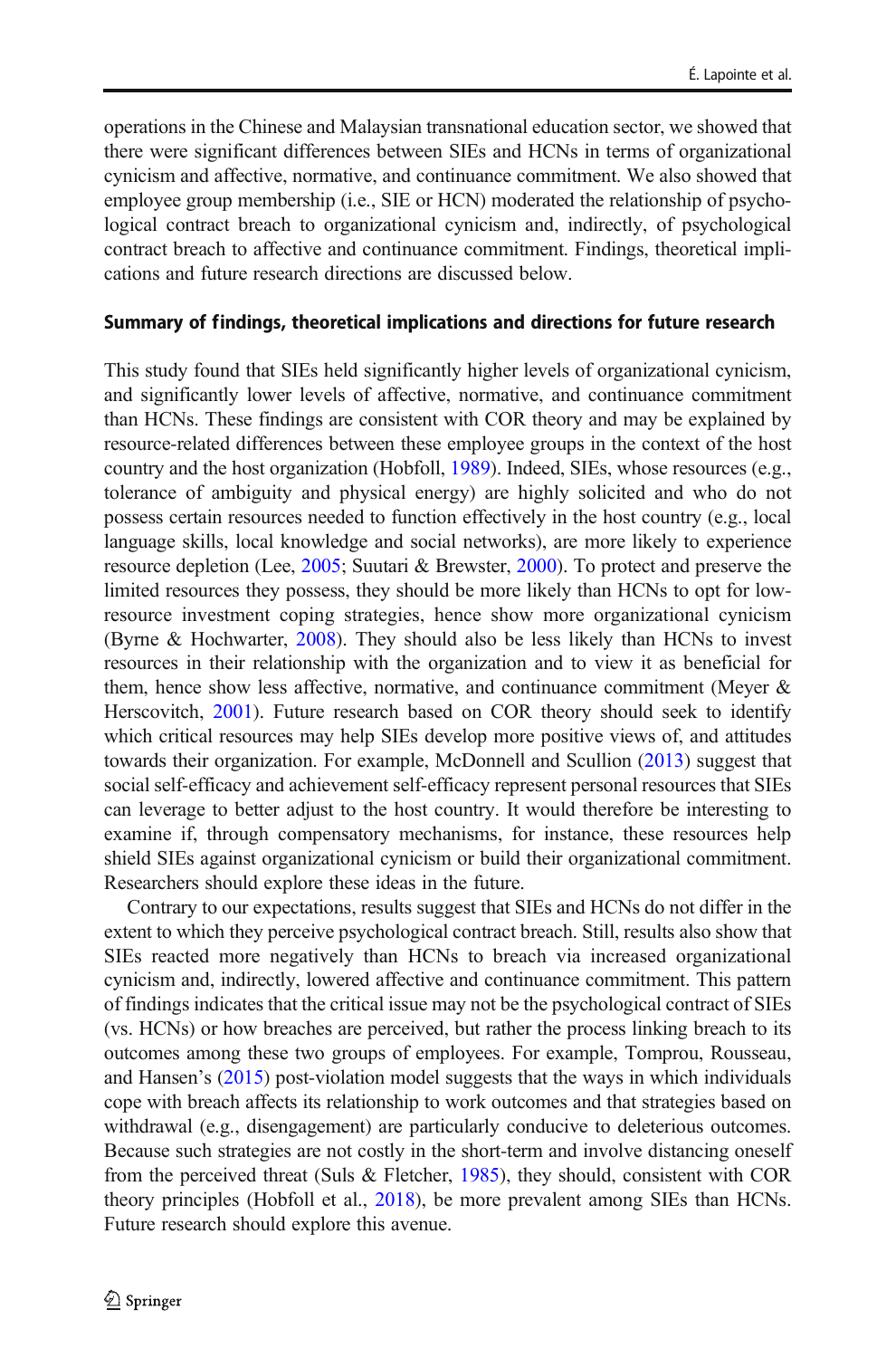operations in the Chinese and Malaysian transnational education sector, we showed that there were significant differences between SIEs and HCNs in terms of organizational cynicism and affective, normative, and continuance commitment. We also showed that employee group membership (i.e., SIE or HCN) moderated the relationship of psychological contract breach to organizational cynicism and, indirectly, of psychological contract breach to affective and continuance commitment. Findings, theoretical implications and future research directions are discussed below.

### Summary of findings, theoretical implications and directions for future research

This study found that SIEs held significantly higher levels of organizational cynicism, and significantly lower levels of affective, normative, and continuance commitment than HCNs. These findings are consistent with COR theory and may be explained by resource-related differences between these employee groups in the context of the host country and the host organization (Hobfoll, 1989). Indeed, SIEs, whose resources (e.g., tolerance of ambiguity and physical energy) are highly solicited and who do not possess certain resources needed to function effectively in the host country (e.g., local language skills, local knowledge and social networks), are more likely to experience resource depletion (Lee, 2005; Suutari & Brewster, 2000). To protect and preserve the limited resources they possess, they should be more likely than HCNs to opt for low-resource investment coping strategies, hence show more organizational cynicism (Byrne & Hochwarter, 2008). They should also be less likely than HCNs to invest resources in their relationship with the organization and to view it as beneficial for them, hence show less affective, normative, and continuance commitment (Meyer & Herscovitch, 2001). Future research based on COR theory should seek to identify which critical resources may help SIEs develop more positive views of, and attitudes towards their organization. For example, McDonnell and Scullion (2013) suggest that social self-efficacy and achievement self-efficacy represent personal resources that SIEs can leverage to better adjust to the host country. It would therefore be interesting to examine if, through compensatory mechanisms, for instance, these resources help shield SIEs against organizational cynicism or build their organizational commitment. Researchers should explore these ideas in the future.

Contrary to our expectations, results suggest that SIEs and HCNs do not differ in the extent to which they perceive psychological contract breach. Still, results also show that SIEs reacted more negatively than HCNs to breach via increased organizational cynicism and, indirectly, lowered affective and continuance commitment. This pattern of findings indicates that the critical issue may not be the psychological contract of SIEs (vs. HCNs) or how breaches are perceived, but rather the process linking breach to its outcomes among these two groups of employees. For example, Tomprou, Rousseau, and Hansen's (2015) post-violation model suggests that the ways in which individuals cope with breach affects its relationship to work outcomes and that strategies based on withdrawal (e.g., disengagement) are particularly conducive to deleterious outcomes. Because such strategies are not costly in the short-term and involve distancing oneself from the perceived threat (Suls & Fletcher, 1985), they should, consistent with COR theory principles (Hobfoll et al., 2018), be more prevalent among SIEs than HCNs. Future research should explore this avenue.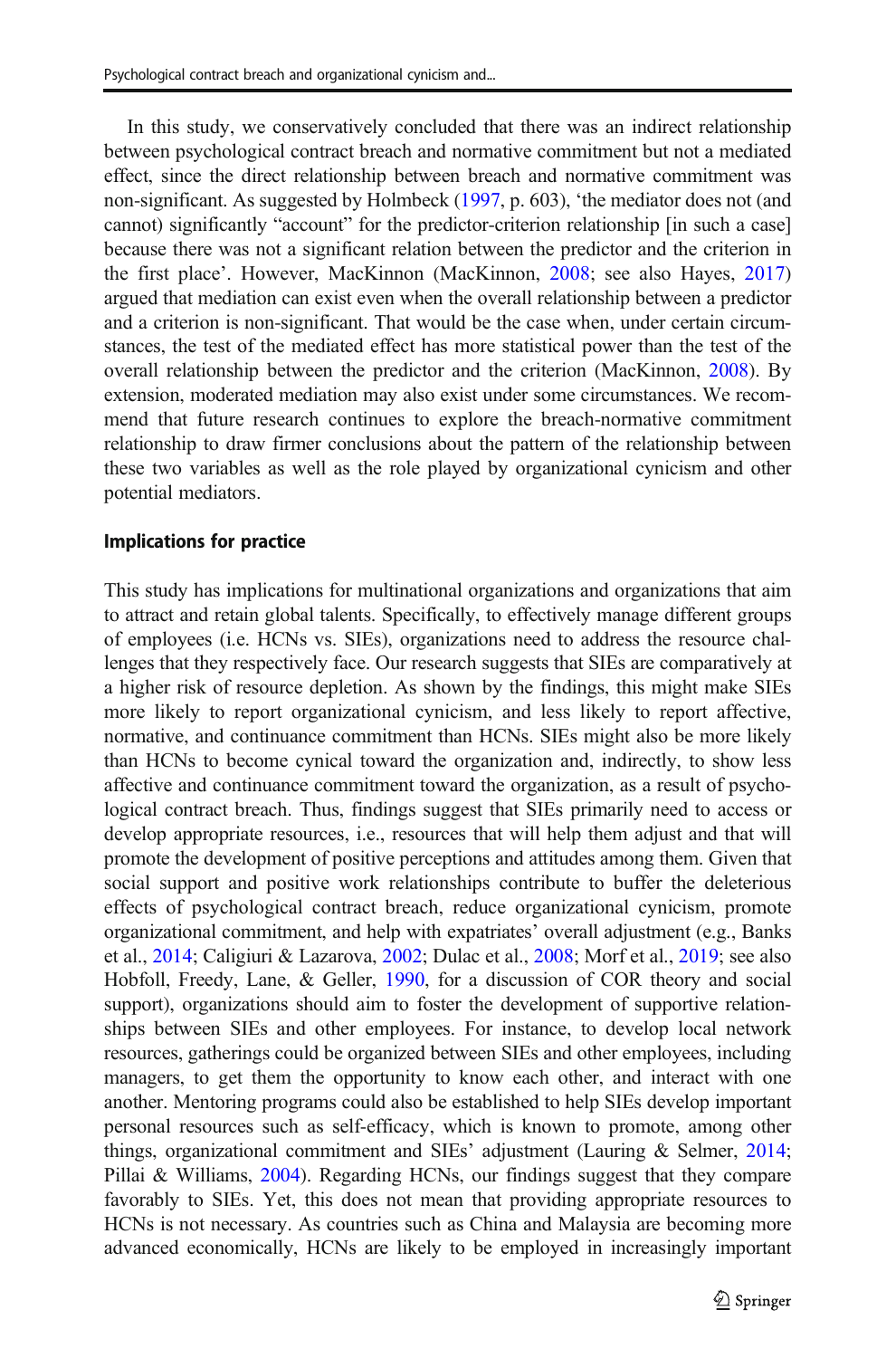In this study, we conservatively concluded that there was an indirect relationship between psychological contract breach and normative commitment but not a mediated effect, since the direct relationship between breach and normative commitment was non-significant. As suggested by Holmbeck (1997, p. 603), 'the mediator does not (and cannot) significantly "account" for the predictor-criterion relationship [in such a case] because there was not a significant relation between the predictor and the criterion in the first place'. However, MacKinnon (MacKinnon, 2008; see also Hayes, 2017) argued that mediation can exist even when the overall relationship between a predictor and a criterion is non-significant. That would be the case when, under certain circumstances, the test of the mediated effect has more statistical power than the test of the overall relationship between the predictor and the criterion (MacKinnon, 2008). By extension, moderated mediation may also exist under some circumstances. We recommend that future research continues to explore the breach-normative commitment relationship to draw firmer conclusions about the pattern of the relationship between these two variables as well as the role played by organizational cynicism and other potential mediators.

### Implications for practice

This study has implications for multinational organizations and organizations that aim to attract and retain global talents. Specifically, to effectively manage different groups of employees (i.e. HCNs vs. SIEs), organizations need to address the resource challenges that they respectively face. Our research suggests that SIEs are comparatively at a higher risk of resource depletion. As shown by the findings, this might make SIEs more likely to report organizational cynicism, and less likely to report affective, normative, and continuance commitment than HCNs. SIEs might also be more likely than HCNs to become cynical toward the organization and, indirectly, to show less affective and continuance commitment toward the organization, as a result of psychological contract breach. Thus, findings suggest that SIEs primarily need to access or develop appropriate resources, i.e., resources that will help them adjust and that will promote the development of positive perceptions and attitudes among them. Given that social support and positive work relationships contribute to buffer the deleterious effects of psychological contract breach, reduce organizational cynicism, promote organizational commitment, and help with expatriates' overall adjustment (e.g., Banks et al., 2014; Caligiuri & Lazarova, 2002; Dulac et al., 2008; Morf et al., 2019; see also Hobfoll, Freedy, Lane, & Geller, 1990, for a discussion of COR theory and social support), organizations should aim to foster the development of supportive relationships between SIEs and other employees. For instance, to develop local network resources, gatherings could be organized between SIEs and other employees, including managers, to get them the opportunity to know each other, and interact with one another. Mentoring programs could also be established to help SIEs develop important personal resources such as self-efficacy, which is known to promote, among other things, organizational commitment and SIEs' adjustment (Lauring & Selmer, 2014; Pillai & Williams, 2004). Regarding HCNs, our findings suggest that they compare favorably to SIEs. Yet, this does not mean that providing appropriate resources to HCNs is not necessary. As countries such as China and Malaysia are becoming more advanced economically, HCNs are likely to be employed in increasingly important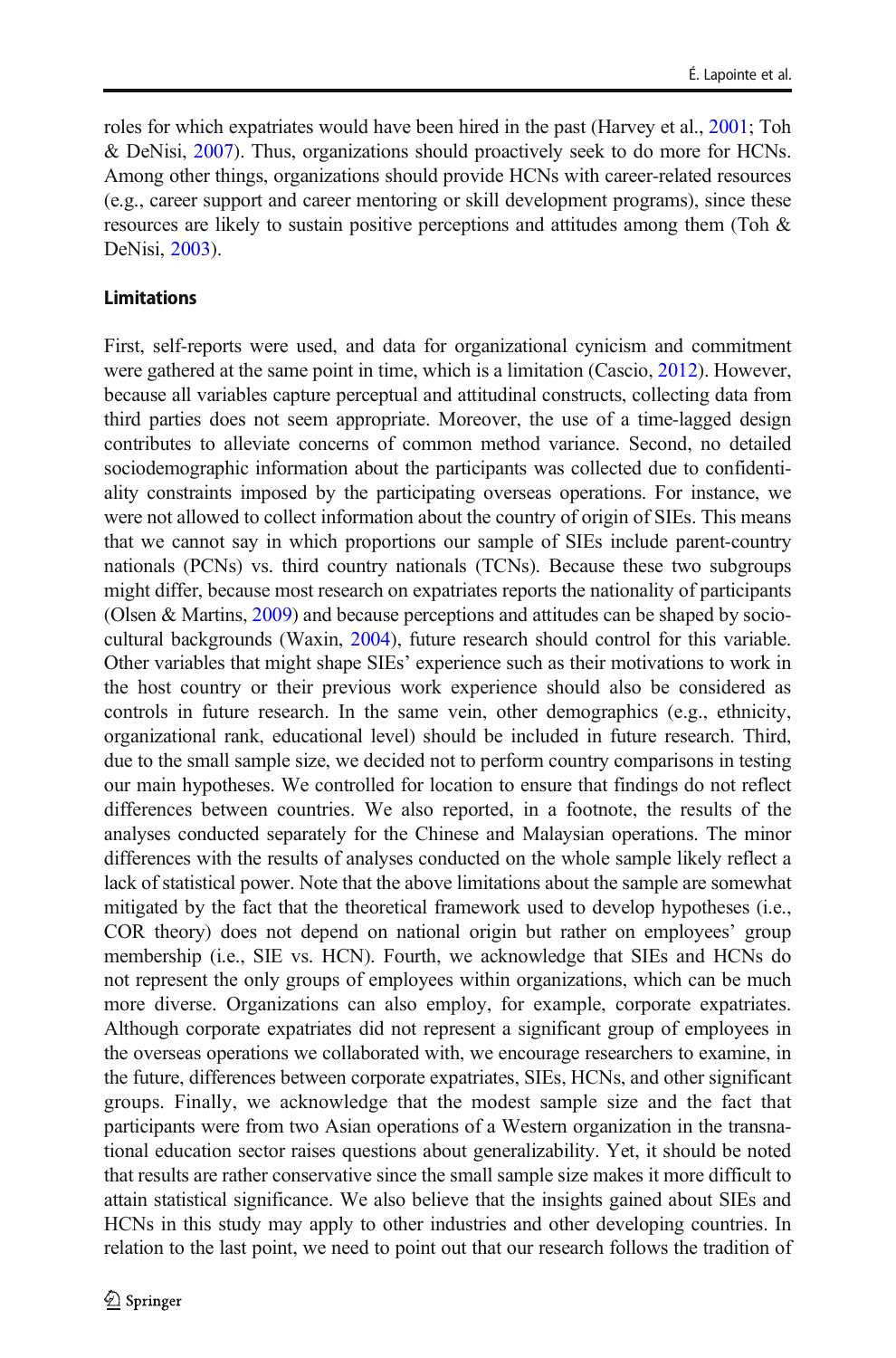roles for which expatriates would have been hired in the past (Harvey et al., 2001; Toh & DeNisi, 2007). Thus, organizations should proactively seek to do more for HCNs. Among other things, organizations should provide HCNs with career-related resources (e.g., career support and career mentoring or skill development programs), since these resources are likely to sustain positive perceptions and attitudes among them (Toh & DeNisi, 2003).

### Limitations

First, self-reports were used, and data for organizational cynicism and commitment were gathered at the same point in time, which is a limitation (Cascio, 2012). However, because all variables capture perceptual and attitudinal constructs, collecting data from third parties does not seem appropriate. Moreover, the use of a time-lagged design contributes to alleviate concerns of common method variance. Second, no detailed sociodemographic information about the participants was collected due to confidentiality constraints imposed by the participating overseas operations. For instance, we were not allowed to collect information about the country of origin of SIEs. This means that we cannot say in which proportions our sample of SIEs include parent-country nationals (PCNs) vs. third country nationals (TCNs). Because these two subgroups might differ, because most research on expatriates reports the nationality of participants (Olsen & Martins, 2009) and because perceptions and attitudes can be shaped by socio-cultural backgrounds (Waxin, 2004), future research should control for this variable. Other variables that might shape SIEs' experience such as their motivations to work in the host country or their previous work experience should also be considered as controls in future research. In the same vein, other demographics (e.g., ethnicity, organizational rank, educational level) should be included in future research. Third, due to the small sample size, we decided not to perform country comparisons in testing our main hypotheses. We controlled for location to ensure that findings do not reflect differences between countries. We also reported, in a footnote, the results of the analyses conducted separately for the Chinese and Malaysian operations. The minor differences with the results of analyses conducted on the whole sample likely reflect a lack of statistical power. Note that the above limitations about the sample are somewhat mitigated by the fact that the theoretical framework used to develop hypotheses (i.e., COR theory) does not depend on national origin but rather on employees' group membership (i.e., SIE vs. HCN). Fourth, we acknowledge that SIEs and HCNs do not represent the only groups of employees within organizations, which can be much more diverse. Organizations can also employ, for example, corporate expatriates. Although corporate expatriates did not represent a significant group of employees in the overseas operations we collaborated with, we encourage researchers to examine, in the future, differences between corporate expatriates, SIEs, HCNs, and other significant groups. Finally, we acknowledge that the modest sample size and the fact that participants were from two Asian operations of a Western organization in the transnational education sector raises questions about generalizability. Yet, it should be noted that results are rather conservative since the small sample size makes it more difficult to attain statistical significance. We also believe that the insights gained about SIEs and HCNs in this study may apply to other industries and other developing countries. In relation to the last point, we need to point out that our research follows the tradition of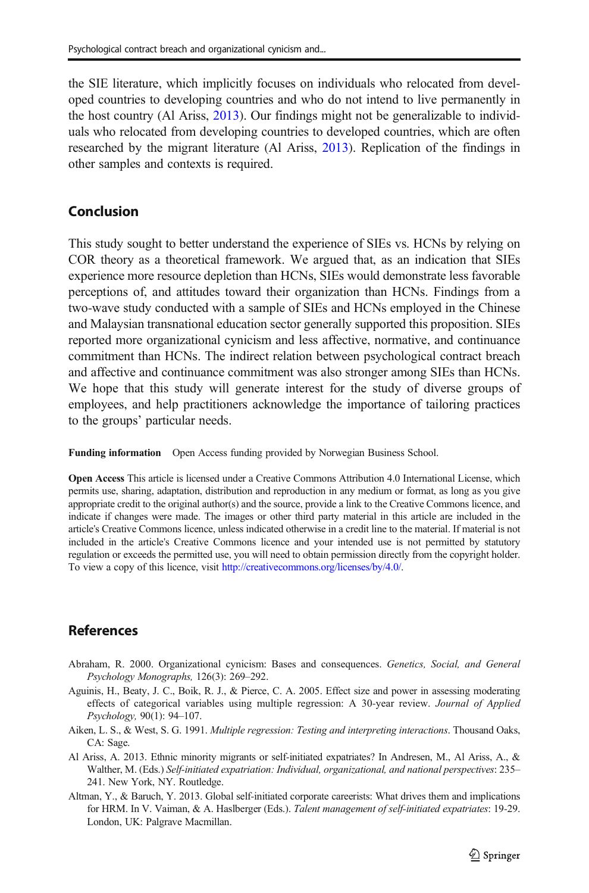the SIE literature, which implicitly focuses on individuals who relocated from developed countries to developing countries and who do not intend to live permanently in the host country (Al Ariss, 2013). Our findings might not be generalizable to individuals who relocated from developing countries to developed countries, which are often researched by the migrant literature (Al Ariss, 2013). Replication of the findings in other samples and contexts is required.

## Conclusion

This study sought to better understand the experience of SIEs vs. HCNs by relying on COR theory as a theoretical framework. We argued that, as an indication that SIEs experience more resource depletion than HCNs, SIEs would demonstrate less favorable perceptions of, and attitudes toward their organization than HCNs. Findings from a two-wave study conducted with a sample of SIEs and HCNs employed in the Chinese and Malaysian transnational education sector generally supported this proposition. SIEs reported more organizational cynicism and less affective, normative, and continuance commitment than HCNs. The indirect relation between psychological contract breach and affective and continuance commitment was also stronger among SIEs than HCNs. We hope that this study will generate interest for the study of diverse groups of employees, and help practitioners acknowledge the importance of tailoring practices to the groups' particular needs.

**Funding information** Open Access funding provided by Norwegian Business School.

**Open Access** This article is licensed under a Creative Commons Attribution 4.0 International License, which permits use, sharing, adaptation, distribution and reproduction in any medium or format, as long as you give appropriate credit to the original author(s) and the source, provide a link to the Creative Commons licence, and indicate if changes were made. The images or other third party material in this article are included in the article's Creative Commons licence, unless indicated otherwise in a credit line to the material. If material is not included in the article's Creative Commons licence and your intended use is not permitted by statutory regulation or exceeds the permitted use, you will need to obtain permission directly from the copyright holder. To view a copy of this licence, visit http://creativecommons.org/licenses/by/4.0/.

## References

Abraham, R. 2000. Organizational cynicism: Bases and consequences. *Genetics, Social, and General Psychology Monographs,* 126(3): 269–292.

Aguinis, H., Beaty, J. C., Boik, R. J., & Pierce, C. A. 2005. Effect size and power in assessing moderating effects of categorical variables using multiple regression: A 30-year review. *Journal of Applied Psychology,* 90(1): 94–107.

Aiken, L. S., & West, S. G. 1991. *Multiple regression: Testing and interpreting interactions*. Thousand Oaks, CA: Sage.

Al Ariss, A. 2013. Ethnic minority migrants or self-initiated expatriates? In Andresen, M., Al Ariss, A., & Walther, M. (Eds.) *Self-initiated expatriation: Individual, organizational, and national perspectives*: 235–241. New York, NY. Routledge.

Altman, Y., & Baruch, Y. 2013. Global self-initiated corporate careerists: What drives them and implications for HRM. In V. Vaiman, & A. Haslberger (Eds.). *Talent management of self-initiated expatriates*: 19-29. London, UK: Palgrave Macmillan.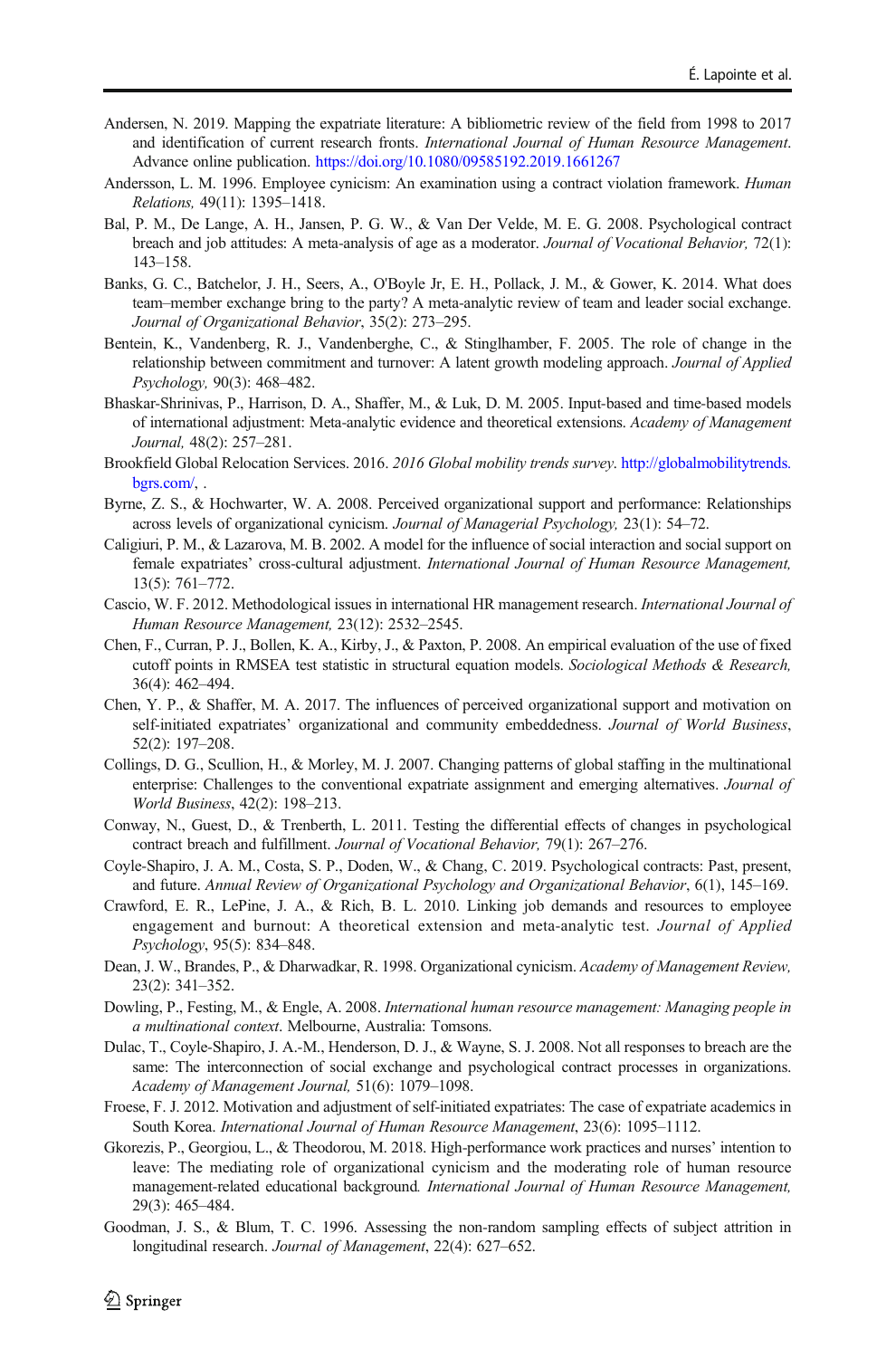Andersen, N. 2019. Mapping the expatriate literature: A bibliometric review of the field from 1998 to 2017 and identification of current research fronts. *International Journal of Human Resource Management*. Advance online publication. https://doi.org/10.1080/09585192.2019.1661267

Andersson, L. M. 1996. Employee cynicism: An examination using a contract violation framework. *Human Relations,* 49(11): 1395–1418.

Bal, P. M., De Lange, A. H., Jansen, P. G. W., & Van Der Velde, M. E. G. 2008. Psychological contract breach and job attitudes: A meta-analysis of age as a moderator. *Journal of Vocational Behavior,* 72(1): 143–158.

Banks, G. C., Batchelor, J. H., Seers, A., O'Boyle Jr, E. H., Pollack, J. M., & Gower, K. 2014. What does team–member exchange bring to the party? A meta-analytic review of team and leader social exchange. *Journal of Organizational Behavior*, 35(2): 273–295.

Bentein, K., Vandenberg, R. J., Vandenberghe, C., & Stinglhamber, F. 2005. The role of change in the relationship between commitment and turnover: A latent growth modeling approach. *Journal of Applied Psychology,* 90(3): 468–482.

Bhaskar-Shrinivas, P., Harrison, D. A., Shaffer, M., & Luk, D. M. 2005. Input-based and time-based models of international adjustment: Meta-analytic evidence and theoretical extensions. *Academy of Management Journal,* 48(2): 257–281.

Brookfield Global Relocation Services. 2016. *2016 Global mobility trends survey*. http://globalmobilitytrends.bgrs.com/, .

Byrne, Z. S., & Hochwarter, W. A. 2008. Perceived organizational support and performance: Relationships across levels of organizational cynicism. *Journal of Managerial Psychology,* 23(1): 54–72.

Caligiuri, P. M., & Lazarova, M. B. 2002. A model for the influence of social interaction and social support on female expatriates' cross-cultural adjustment. *International Journal of Human Resource Management,* 13(5): 761–772.

Cascio, W. F. 2012. Methodological issues in international HR management research. *International Journal of Human Resource Management,* 23(12): 2532–2545.

Chen, F., Curran, P. J., Bollen, K. A., Kirby, J., & Paxton, P. 2008. An empirical evaluation of the use of fixed cutoff points in RMSEA test statistic in structural equation models. *Sociological Methods & Research,* 36(4): 462–494.

Chen, Y. P., & Shaffer, M. A. 2017. The influences of perceived organizational support and motivation on self-initiated expatriates' organizational and community embeddedness. *Journal of World Business*, 52(2): 197–208.

Collings, D. G., Scullion, H., & Morley, M. J. 2007. Changing patterns of global staffing in the multinational enterprise: Challenges to the conventional expatriate assignment and emerging alternatives. *Journal of World Business*, 42(2): 198–213.

Conway, N., Guest, D., & Trenberth, L. 2011. Testing the differential effects of changes in psychological contract breach and fulfillment. *Journal of Vocational Behavior,* 79(1): 267–276.

Coyle-Shapiro, J. A. M., Costa, S. P., Doden, W., & Chang, C. 2019. Psychological contracts: Past, present, and future. *Annual Review of Organizational Psychology and Organizational Behavior*, 6(1), 145–169.

Crawford, E. R., LePine, J. A., & Rich, B. L. 2010. Linking job demands and resources to employee engagement and burnout: A theoretical extension and meta-analytic test. *Journal of Applied Psychology*, 95(5): 834–848.

Dean, J. W., Brandes, P., & Dharwadkar, R. 1998. Organizational cynicism. *Academy of Management Review,* 23(2): 341–352.

Dowling, P., Festing, M., & Engle, A. 2008. *International human resource management: Managing people in a multinational context*. Melbourne, Australia: Tomsons.

Dulac, T., Coyle-Shapiro, J. A.-M., Henderson, D. J., & Wayne, S. J. 2008. Not all responses to breach are the same: The interconnection of social exchange and psychological contract processes in organizations. *Academy of Management Journal,* 51(6): 1079–1098.

Froese, F. J. 2012. Motivation and adjustment of self-initiated expatriates: The case of expatriate academics in South Korea. *International Journal of Human Resource Management*, 23(6): 1095–1112.

Gkorezis, P., Georgiou, L., & Theodorou, M. 2018. High-performance work practices and nurses' intention to leave: The mediating role of organizational cynicism and the moderating role of human resource management-related educational background. *International Journal of Human Resource Management,* 29(3): 465–484.

Goodman, J. S., & Blum, T. C. 1996. Assessing the non-random sampling effects of subject attrition in longitudinal research. *Journal of Management*, 22(4): 627–652.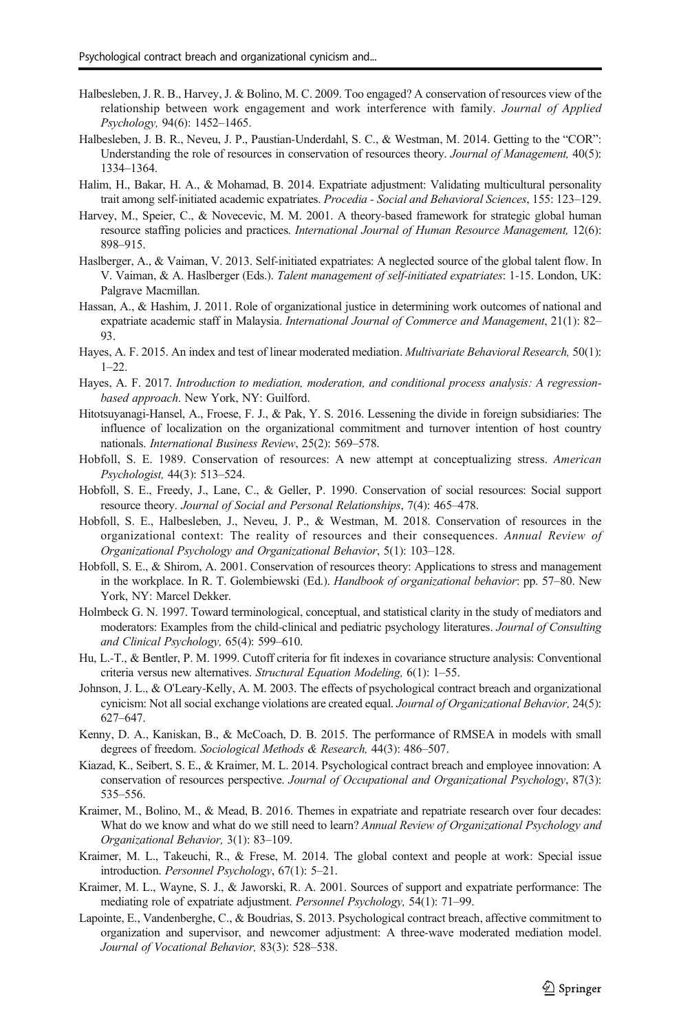Halbesleben, J. R. B., Harvey, J. & Bolino, M. C. 2009. Too engaged? A conservation of resources view of the relationship between work engagement and work interference with family. *Journal of Applied Psychology,* 94(6): 1452–1465.

Halbesleben, J. B. R., Neveu, J. P., Paustian-Underdahl, S. C., & Westman, M. 2014. Getting to the "COR": Understanding the role of resources in conservation of resources theory. *Journal of Management,* 40(5): 1334–1364.

Halim, H., Bakar, H. A., & Mohamad, B. 2014. Expatriate adjustment: Validating multicultural personality trait among self-initiated academic expatriates. *Procedia - Social and Behavioral Sciences*, 155: 123–129.

Harvey, M., Speier, C., & Novecevic, M. M. 2001. A theory-based framework for strategic global human resource staffing policies and practices. *International Journal of Human Resource Management,* 12(6): 898–915.

Haslberger, A., & Vaiman, V. 2013. Self-initiated expatriates: A neglected source of the global talent flow. In V. Vaiman, & A. Haslberger (Eds.). *Talent management of self-initiated expatriates*: 1-15. London, UK: Palgrave Macmillan.

Hassan, A., & Hashim, J. 2011. Role of organizational justice in determining work outcomes of national and expatriate academic staff in Malaysia. *International Journal of Commerce and Management*, 21(1): 82–93.

Hayes, A. F. 2015. An index and test of linear moderated mediation. *Multivariate Behavioral Research,* 50(1): 1–22.

Hayes, A. F. 2017. *Introduction to mediation, moderation, and conditional process analysis: A regression-based approach*. New York, NY: Guilford.

Hitotsuyanagi-Hansel, A., Froese, F. J., & Pak, Y. S. 2016. Lessening the divide in foreign subsidiaries: The influence of localization on the organizational commitment and turnover intention of host country nationals. *International Business Review*, 25(2): 569–578.

Hobfoll, S. E. 1989. Conservation of resources: A new attempt at conceptualizing stress. *American Psychologist,* 44(3): 513–524.

Hobfoll, S. E., Freedy, J., Lane, C., & Geller, P. 1990. Conservation of social resources: Social support resource theory. *Journal of Social and Personal Relationships*, 7(4): 465–478.

Hobfoll, S. E., Halbesleben, J., Neveu, J. P., & Westman, M. 2018. Conservation of resources in the organizational context: The reality of resources and their consequences. *Annual Review of Organizational Psychology and Organizational Behavior*, 5(1): 103–128.

Hobfoll, S. E., & Shirom, A. 2001. Conservation of resources theory: Applications to stress and management in the workplace. In R. T. Golembiewski (Ed.). *Handbook of organizational behavior*: pp. 57–80. New York, NY: Marcel Dekker.

Holmbeck G. N. 1997. Toward terminological, conceptual, and statistical clarity in the study of mediators and moderators: Examples from the child-clinical and pediatric psychology literatures. *Journal of Consulting and Clinical Psychology,* 65(4): 599–610.

Hu, L.-T., & Bentler, P. M. 1999. Cutoff criteria for fit indexes in covariance structure analysis: Conventional criteria versus new alternatives. *Structural Equation Modeling,* 6(1): 1–55.

Johnson, J. L., & O'Leary-Kelly, A. M. 2003. The effects of psychological contract breach and organizational cynicism: Not all social exchange violations are created equal. *Journal of Organizational Behavior,* 24(5): 627–647.

Kenny, D. A., Kaniskan, B., & McCoach, D. B. 2015. The performance of RMSEA in models with small degrees of freedom. *Sociological Methods & Research,* 44(3): 486–507.

Kiazad, K., Seibert, S. E., & Kraimer, M. L. 2014. Psychological contract breach and employee innovation: A conservation of resources perspective. *Journal of Occupational and Organizational Psychology*, 87(3): 535–556.

Kraimer, M., Bolino, M., & Mead, B. 2016. Themes in expatriate and repatriate research over four decades: What do we know and what do we still need to learn? *Annual Review of Organizational Psychology and Organizational Behavior,* 3(1): 83–109.

Kraimer, M. L., Takeuchi, R., & Frese, M. 2014. The global context and people at work: Special issue introduction. *Personnel Psychology*, 67(1): 5–21.

Kraimer, M. L., Wayne, S. J., & Jaworski, R. A. 2001. Sources of support and expatriate performance: The mediating role of expatriate adjustment. *Personnel Psychology,* 54(1): 71–99.

Lapointe, E., Vandenberghe, C., & Boudrias, S. 2013. Psychological contract breach, affective commitment to organization and supervisor, and newcomer adjustment: A three-wave moderated mediation model. *Journal of Vocational Behavior,* 83(3): 528–538.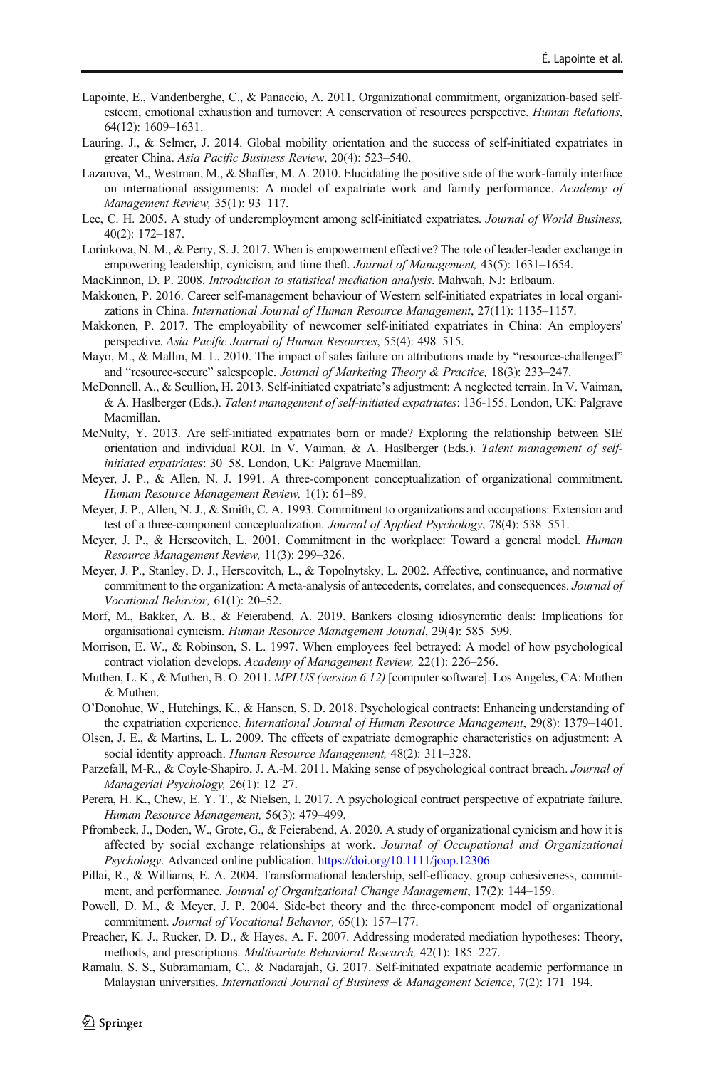Lapointe, E., Vandenberghe, C., & Panaccio, A. 2011. Organizational commitment, organization-based self-esteem, emotional exhaustion and turnover: A conservation of resources perspective. *Human Relations*, 64(12): 1609–1631.

Lauring, J., & Selmer, J. 2014. Global mobility orientation and the success of self-initiated expatriates in greater China. *Asia Pacific Business Review*, 20(4): 523–540.

Lazarova, M., Westman, M., & Shaffer, M. A. 2010. Elucidating the positive side of the work-family interface on international assignments: A model of expatriate work and family performance. *Academy of Management Review,* 35(1): 93–117.

Lee, C. H. 2005. A study of underemployment among self-initiated expatriates. *Journal of World Business,* 40(2): 172–187.

Lorinkova, N. M., & Perry, S. J. 2017. When is empowerment effective? The role of leader-leader exchange in empowering leadership, cynicism, and time theft. *Journal of Management,* 43(5): 1631–1654.

MacKinnon, D. P. 2008. *Introduction to statistical mediation analysis*. Mahwah, NJ: Erlbaum.

Makkonen, P. 2016. Career self-management behaviour of Western self-initiated expatriates in local organizations in China. *International Journal of Human Resource Management*, 27(11): 1135–1157.

Makkonen, P. 2017. The employability of newcomer self-initiated expatriates in China: An employers' perspective. *Asia Pacific Journal of Human Resources*, 55(4): 498–515.

Mayo, M., & Mallin, M. L. 2010. The impact of sales failure on attributions made by "resource-challenged" and "resource-secure" salespeople. *Journal of Marketing Theory & Practice,* 18(3): 233–247.

McDonnell, A., & Scullion, H. 2013. Self-initiated expatriate's adjustment: A neglected terrain. In V. Vaiman, & A. Haslberger (Eds.). *Talent management of self-initiated expatriates*: 136-155. London, UK: Palgrave Macmillan.

McNulty, Y. 2013. Are self-initiated expatriates born or made? Exploring the relationship between SIE orientation and individual ROI. In V. Vaiman, & A. Haslberger (Eds.). *Talent management of self-initiated expatriates*: 30–58. London, UK: Palgrave Macmillan.

Meyer, J. P., & Allen, N. J. 1991. A three-component conceptualization of organizational commitment. *Human Resource Management Review,* 1(1): 61–89.

Meyer, J. P., Allen, N. J., & Smith, C. A. 1993. Commitment to organizations and occupations: Extension and test of a three-component conceptualization. *Journal of Applied Psychology*, 78(4): 538–551.

Meyer, J. P., & Herscovitch, L. 2001. Commitment in the workplace: Toward a general model. *Human Resource Management Review,* 11(3): 299–326.

Meyer, J. P., Stanley, D. J., Herscovitch, L., & Topolnytsky, L. 2002. Affective, continuance, and normative commitment to the organization: A meta-analysis of antecedents, correlates, and consequences. *Journal of Vocational Behavior,* 61(1): 20–52.

Morf, M., Bakker, A. B., & Feierabend, A. 2019. Bankers closing idiosyncratic deals: Implications for organisational cynicism. *Human Resource Management Journal*, 29(4): 585–599.

Morrison, E. W., & Robinson, S. L. 1997. When employees feel betrayed: A model of how psychological contract violation develops. *Academy of Management Review,* 22(1): 226–256.

Muthen, L. K., & Muthen, B. O. 2011. *MPLUS (version 6.12)* [computer software]. Los Angeles, CA: Muthen & Muthen.

O'Donohue, W., Hutchings, K., & Hansen, S. D. 2018. Psychological contracts: Enhancing understanding of the expatriation experience. *International Journal of Human Resource Management*, 29(8): 1379–1401.

Olsen, J. E., & Martins, L. L. 2009. The effects of expatriate demographic characteristics on adjustment: A social identity approach. *Human Resource Management,* 48(2): 311–328.

Parzefall, M-R., & Coyle-Shapiro, J. A.-M. 2011. Making sense of psychological contract breach. *Journal of Managerial Psychology,* 26(1): 12–27.

Perera, H. K., Chew, E. Y. T., & Nielsen, I. 2017. A psychological contract perspective of expatriate failure. *Human Resource Management,* 56(3): 479–499.

Pfrombeck, J., Doden, W., Grote, G., & Feierabend, A. 2020. A study of organizational cynicism and how it is affected by social exchange relationships at work. *Journal of Occupational and Organizational Psychology*. Advanced online publication. https://doi.org/10.1111/joop.12306

Pillai, R., & Williams, E. A. 2004. Transformational leadership, self-efficacy, group cohesiveness, commitment, and performance. *Journal of Organizational Change Management*, 17(2): 144–159.

Powell, D. M., & Meyer, J. P. 2004. Side-bet theory and the three-component model of organizational commitment. *Journal of Vocational Behavior,* 65(1): 157–177.

Preacher, K. J., Rucker, D. D., & Hayes, A. F. 2007. Addressing moderated mediation hypotheses: Theory, methods, and prescriptions. *Multivariate Behavioral Research,* 42(1): 185–227.

Ramalu, S. S., Subramaniam, C., & Nadarajah, G. 2017. Self-initiated expatriate academic performance in Malaysian universities. *International Journal of Business & Management Science*, 7(2): 171–194.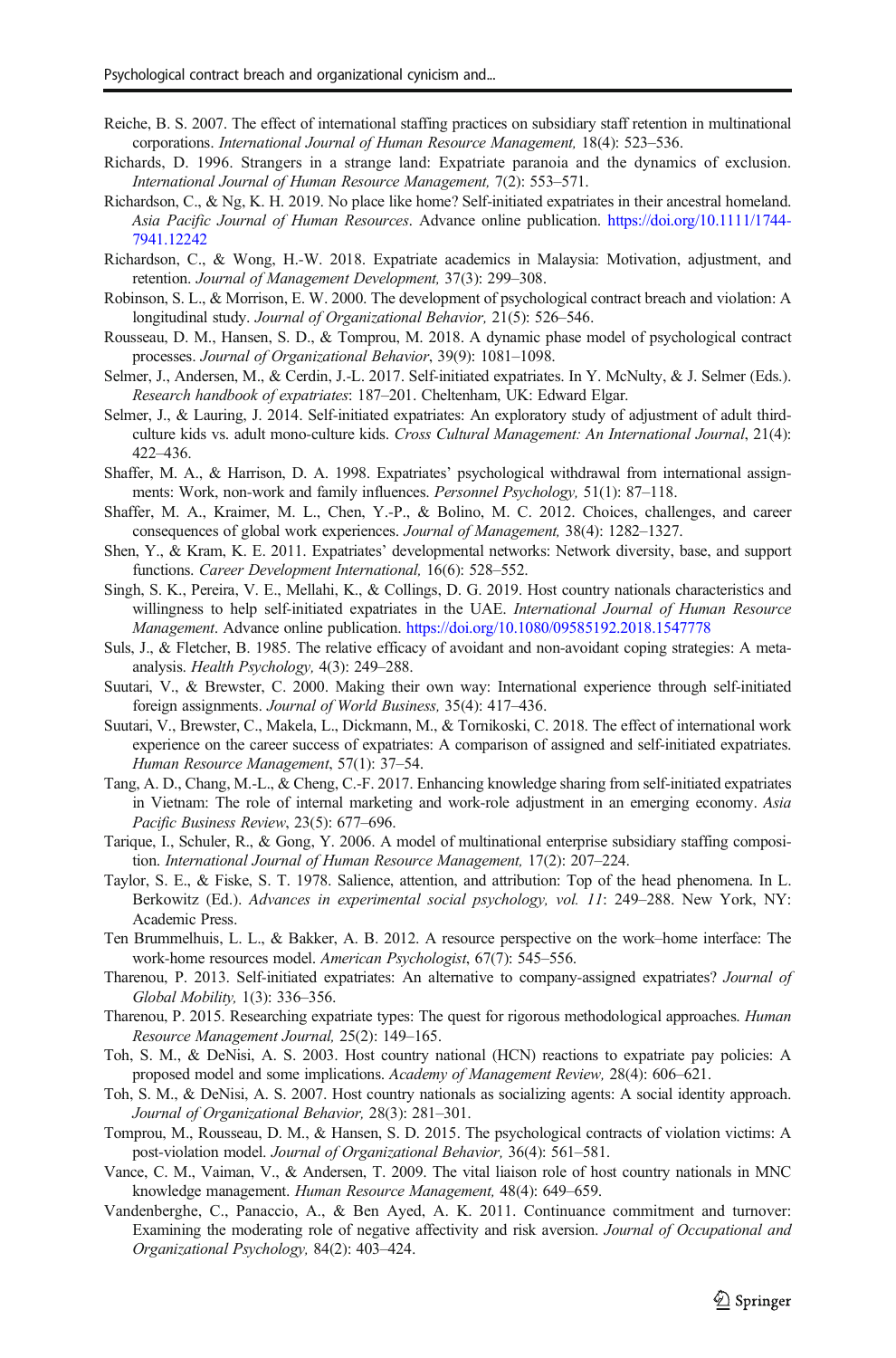Reiche, B. S. 2007. The effect of international staffing practices on subsidiary staff retention in multinational corporations. *International Journal of Human Resource Management,* 18(4): 523–536.

Richards, D. 1996. Strangers in a strange land: Expatriate paranoia and the dynamics of exclusion. *International Journal of Human Resource Management,* 7(2): 553–571.

Richardson, C., & Ng, K. H. 2019. No place like home? Self-initiated expatriates in their ancestral homeland. *Asia Pacific Journal of Human Resources*. Advance online publication. https://doi.org/10.1111/1744-7941.12242

Richardson, C., & Wong, H.-W. 2018. Expatriate academics in Malaysia: Motivation, adjustment, and retention. *Journal of Management Development,* 37(3): 299–308.

Robinson, S. L., & Morrison, E. W. 2000. The development of psychological contract breach and violation: A longitudinal study. *Journal of Organizational Behavior,* 21(5): 526–546.

Rousseau, D. M., Hansen, S. D., & Tomprou, M. 2018. A dynamic phase model of psychological contract processes. *Journal of Organizational Behavior*, 39(9): 1081–1098.

Selmer, J., Andersen, M., & Cerdin, J.-L. 2017. Self-initiated expatriates. In Y. McNulty, & J. Selmer (Eds.). *Research handbook of expatriates*: 187–201. Cheltenham, UK: Edward Elgar.

Selmer, J., & Lauring, J. 2014. Self-initiated expatriates: An exploratory study of adjustment of adult third-culture kids vs. adult mono-culture kids. *Cross Cultural Management: An International Journal*, 21(4): 422–436.

Shaffer, M. A., & Harrison, D. A. 1998. Expatriates' psychological withdrawal from international assignments: Work, non-work and family influences. *Personnel Psychology,* 51(1): 87–118.

Shaffer, M. A., Kraimer, M. L., Chen, Y.-P., & Bolino, M. C. 2012. Choices, challenges, and career consequences of global work experiences. *Journal of Management,* 38(4): 1282–1327.

Shen, Y., & Kram, K. E. 2011. Expatriates' developmental networks: Network diversity, base, and support functions. *Career Development International,* 16(6): 528–552.

Singh, S. K., Pereira, V. E., Mellahi, K., & Collings, D. G. 2019. Host country nationals characteristics and willingness to help self-initiated expatriates in the UAE. *International Journal of Human Resource Management*. Advance online publication. https://doi.org/10.1080/09585192.2018.1547778

Suls, J., & Fletcher, B. 1985. The relative efficacy of avoidant and non-avoidant coping strategies: A meta-analysis. *Health Psychology,* 4(3): 249–288.

Suutari, V., & Brewster, C. 2000. Making their own way: International experience through self-initiated foreign assignments. *Journal of World Business,* 35(4): 417–436.

Suutari, V., Brewster, C., Makela, L., Dickmann, M., & Tornikoski, C. 2018. The effect of international work experience on the career success of expatriates: A comparison of assigned and self-initiated expatriates. *Human Resource Management*, 57(1): 37–54.

Tang, A. D., Chang, M.-L., & Cheng, C.-F. 2017. Enhancing knowledge sharing from self-initiated expatriates in Vietnam: The role of internal marketing and work-role adjustment in an emerging economy. *Asia Pacific Business Review*, 23(5): 677–696.

Tarique, I., Schuler, R., & Gong, Y. 2006. A model of multinational enterprise subsidiary staffing composition. *International Journal of Human Resource Management,* 17(2): 207–224.

Taylor, S. E., & Fiske, S. T. 1978. Salience, attention, and attribution: Top of the head phenomena. In L. Berkowitz (Ed.). *Advances in experimental social psychology, vol. 11*: 249–288. New York, NY: Academic Press.

Ten Brummelhuis, L. L., & Bakker, A. B. 2012. A resource perspective on the work–home interface: The work-home resources model. *American Psychologist*, 67(7): 545–556.

Tharenou, P. 2013. Self-initiated expatriates: An alternative to company-assigned expatriates? *Journal of Global Mobility,* 1(3): 336–356.

Tharenou, P. 2015. Researching expatriate types: The quest for rigorous methodological approaches. *Human Resource Management Journal,* 25(2): 149–165.

Toh, S. M., & DeNisi, A. S. 2003. Host country national (HCN) reactions to expatriate pay policies: A proposed model and some implications. *Academy of Management Review,* 28(4): 606–621.

Toh, S. M., & DeNisi, A. S. 2007. Host country nationals as socializing agents: A social identity approach. *Journal of Organizational Behavior,* 28(3): 281–301.

Tomprou, M., Rousseau, D. M., & Hansen, S. D. 2015. The psychological contracts of violation victims: A post-violation model. *Journal of Organizational Behavior,* 36(4): 561–581.

Vance, C. M., Vaiman, V., & Andersen, T. 2009. The vital liaison role of host country nationals in MNC knowledge management. *Human Resource Management,* 48(4): 649–659.

Vandenberghe, C., Panaccio, A., & Ben Ayed, A. K. 2011. Continuance commitment and turnover: Examining the moderating role of negative affectivity and risk aversion. *Journal of Occupational and Organizational Psychology,* 84(2): 403–424.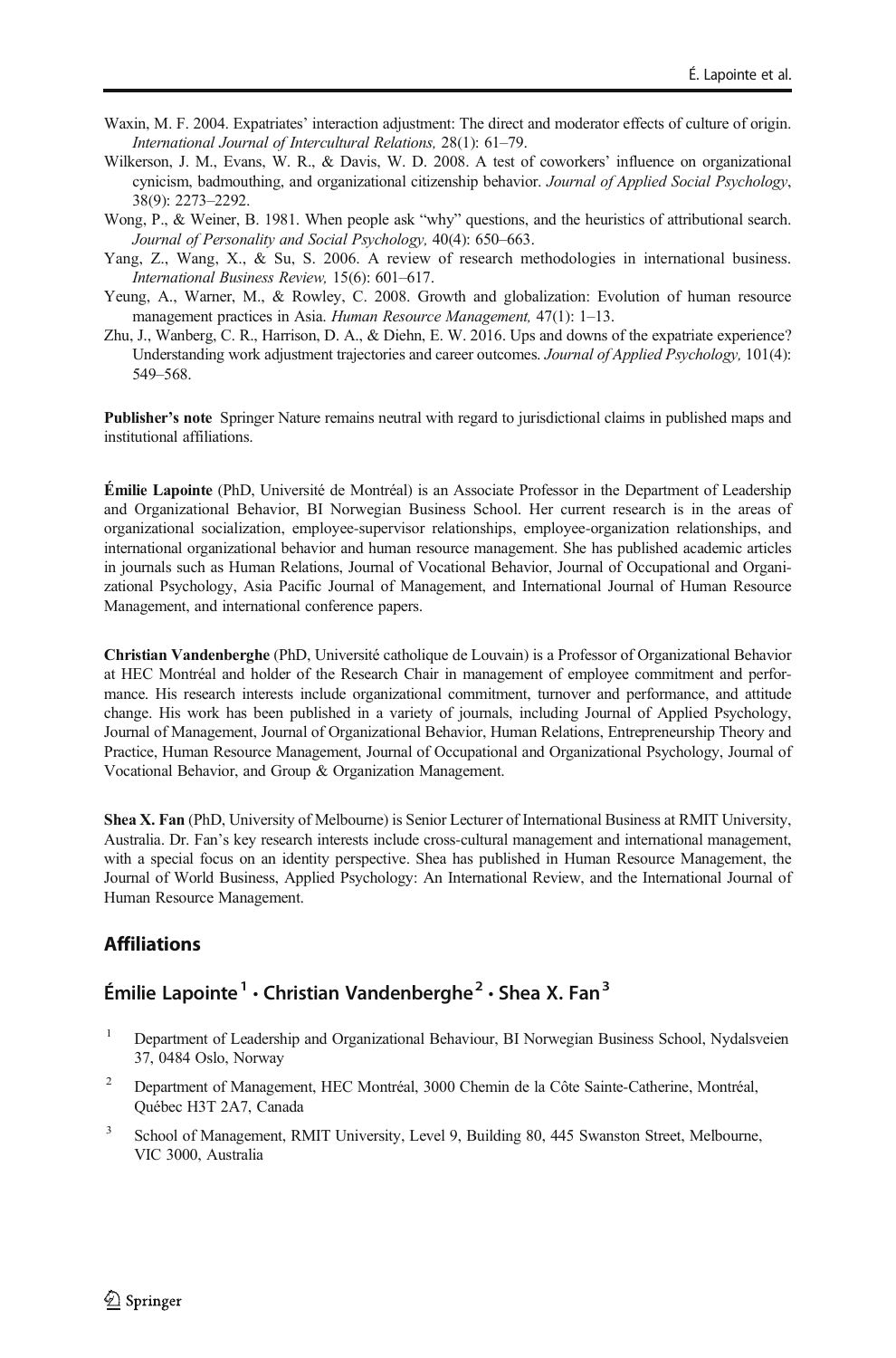Waxin, M. F. 2004. Expatriates' interaction adjustment: The direct and moderator effects of culture of origin. *International Journal of Intercultural Relations,* 28(1): 61–79.

Wilkerson, J. M., Evans, W. R., & Davis, W. D. 2008. A test of coworkers' influence on organizational cynicism, badmouthing, and organizational citizenship behavior. *Journal of Applied Social Psychology*, 38(9): 2273–2292.

Wong, P., & Weiner, B. 1981. When people ask "why" questions, and the heuristics of attributional search. *Journal of Personality and Social Psychology,* 40(4): 650–663.

Yang, Z., Wang, X., & Su, S. 2006. A review of research methodologies in international business. *International Business Review,* 15(6): 601–617.

Yeung, A., Warner, M., & Rowley, C. 2008. Growth and globalization: Evolution of human resource management practices in Asia. *Human Resource Management,* 47(1): 1–13.

Zhu, J., Wanberg, C. R., Harrison, D. A., & Diehn, E. W. 2016. Ups and downs of the expatriate experience? Understanding work adjustment trajectories and career outcomes. *Journal of Applied Psychology,* 101(4): 549–568.

**Publisher's note** Springer Nature remains neutral with regard to jurisdictional claims in published maps and institutional affiliations.

**Émilie Lapointe** (PhD, Université de Montréal) is an Associate Professor in the Department of Leadership and Organizational Behavior, BI Norwegian Business School. Her current research is in the areas of organizational socialization, employee-supervisor relationships, employee-organization relationships, and international organizational behavior and human resource management. She has published academic articles in journals such as Human Relations, Journal of Vocational Behavior, Journal of Occupational and Organizational Psychology, Asia Pacific Journal of Management, and International Journal of Human Resource Management, and international conference papers.

**Christian Vandenberghe** (PhD, Université catholique de Louvain) is a Professor of Organizational Behavior at HEC Montréal and holder of the Research Chair in management of employee commitment and performance. His research interests include organizational commitment, turnover and performance, and attitude change. His work has been published in a variety of journals, including Journal of Applied Psychology, Journal of Management, Journal of Organizational Behavior, Human Relations, Entrepreneurship Theory and Practice, Human Resource Management, Journal of Occupational and Organizational Psychology, Journal of Vocational Behavior, and Group & Organization Management.

**Shea X. Fan** (PhD, University of Melbourne) is Senior Lecturer of International Business at RMIT University, Australia. Dr. Fan's key research interests include cross-cultural management and international management, with a special focus on an identity perspective. Shea has published in Human Resource Management, the Journal of World Business, Applied Psychology: An International Review, and the International Journal of Human Resource Management.

## Affiliations

### Émilie Lapointe[1] · Christian Vandenberghe[2] · Shea X. Fan[3]

[1] Department of Leadership and Organizational Behaviour, BI Norwegian Business School, Nydalsveien 37, 0484 Oslo, Norway

[2] Department of Management, HEC Montréal, 3000 Chemin de la Côte Sainte-Catherine, Montréal, Québec H3T 2A7, Canada

[3] School of Management, RMIT University, Level 9, Building 80, 445 Swanston Street, Melbourne, VIC 3000, Australia